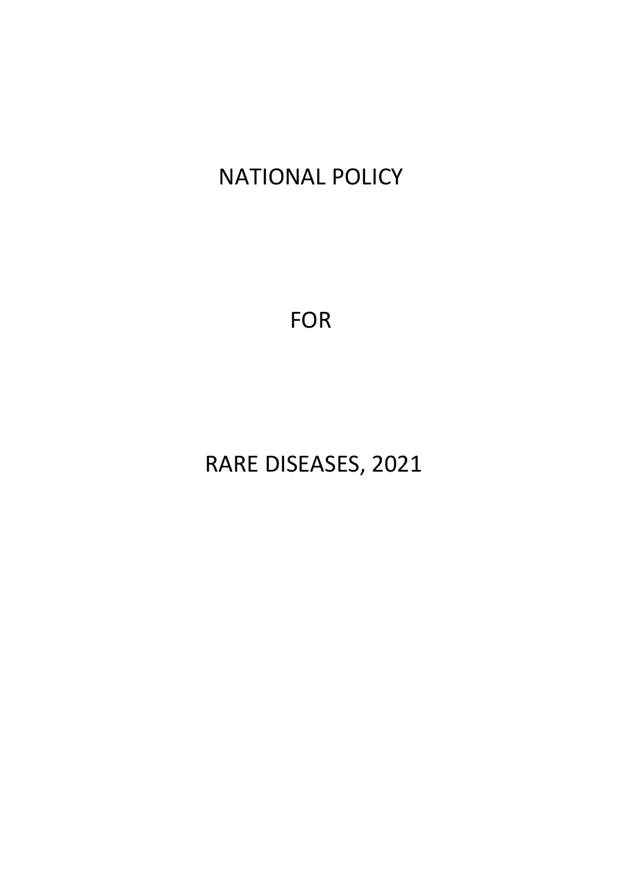# NATIONAL POLICY

# FOR

# RARE DISEASES, 2021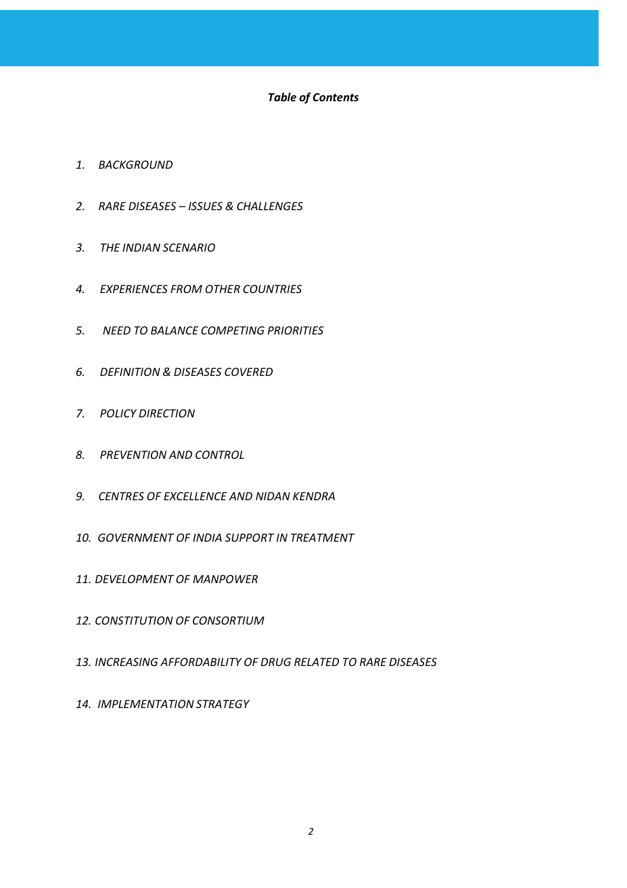## *Table of Contents*

1. *BACKGROUND*
2. *RARE DISEASES – ISSUES & CHALLENGES*
3. *THE INDIAN SCENARIO*
4. *EXPERIENCES FROM OTHER COUNTRIES*
5. *NEED TO BALANCE COMPETING PRIORITIES*
6. *DEFINITION & DISEASES COVERED*
7. *POLICY DIRECTION*
8. *PREVENTION AND CONTROL*
9. *CENTRES OF EXCELLENCE AND NIDAN KENDRA*
10. *GOVERNMENT OF INDIA SUPPORT IN TREATMENT*
11. *DEVELOPMENT OF MANPOWER*
12. *CONSTITUTION OF CONSORTIUM*
13. *INCREASING AFFORDABILITY OF DRUG RELATED TO RARE DISEASES*
14. *IMPLEMENTATION STRATEGY*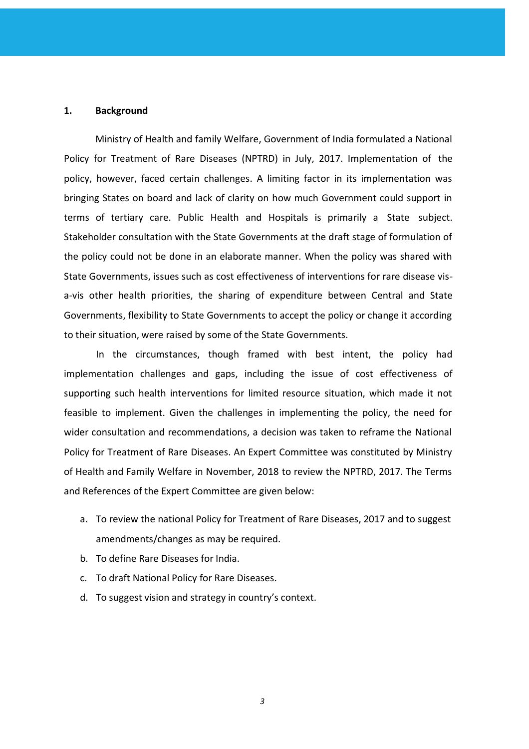## 1. Background

Ministry of Health and family Welfare, Government of India formulated a National Policy for Treatment of Rare Diseases (NPTRD) in July, 2017. Implementation of the policy, however, faced certain challenges. A limiting factor in its implementation was bringing States on board and lack of clarity on how much Government could support in terms of tertiary care. Public Health and Hospitals is primarily a State subject. Stakeholder consultation with the State Governments at the draft stage of formulation of the policy could not be done in an elaborate manner. When the policy was shared with State Governments, issues such as cost effectiveness of interventions for rare disease vis-a-vis other health priorities, the sharing of expenditure between Central and State Governments, flexibility to State Governments to accept the policy or change it according to their situation, were raised by some of the State Governments.

In the circumstances, though framed with best intent, the policy had implementation challenges and gaps, including the issue of cost effectiveness of supporting such health interventions for limited resource situation, which made it not feasible to implement. Given the challenges in implementing the policy, the need for wider consultation and recommendations, a decision was taken to reframe the National Policy for Treatment of Rare Diseases. An Expert Committee was constituted by Ministry of Health and Family Welfare in November, 2018 to review the NPTRD, 2017. The Terms and References of the Expert Committee are given below:

a. To review the national Policy for Treatment of Rare Diseases, 2017 and to suggest amendments/changes as may be required.
b. To define Rare Diseases for India.
c. To draft National Policy for Rare Diseases.
d. To suggest vision and strategy in country's context.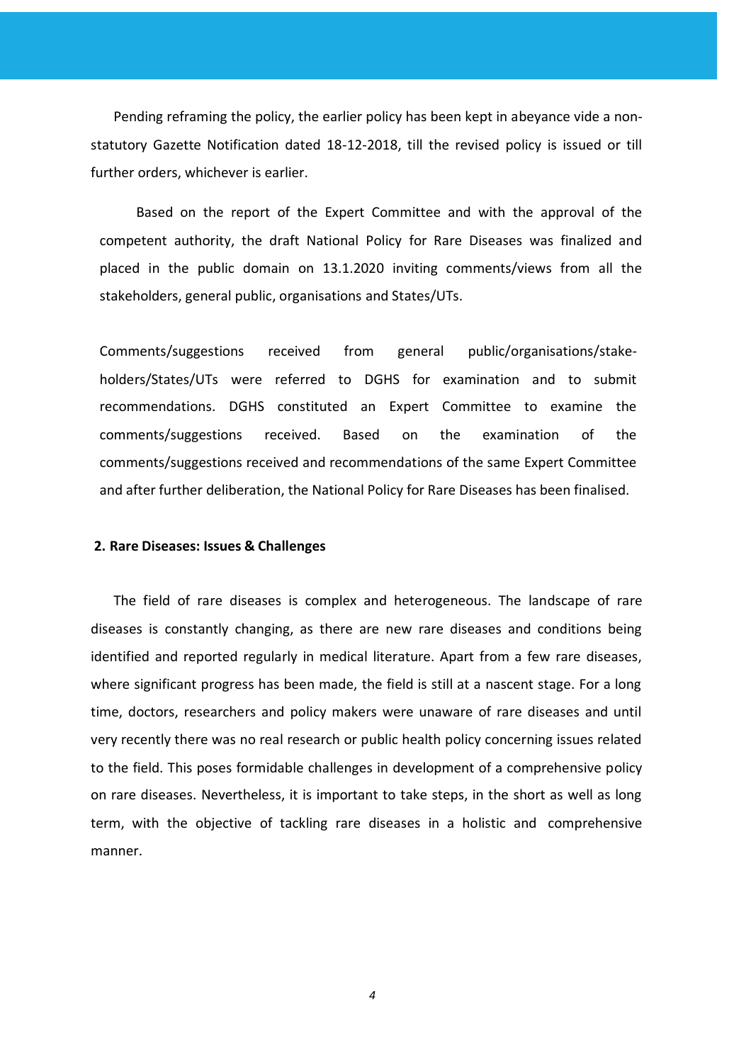Pending reframing the policy, the earlier policy has been kept in abeyance vide a non-statutory Gazette Notification dated 18-12-2018, till the revised policy is issued or till further orders, whichever is earlier.

Based on the report of the Expert Committee and with the approval of the competent authority, the draft National Policy for Rare Diseases was finalized and placed in the public domain on 13.1.2020 inviting comments/views from all the stakeholders, general public, organisations and States/UTs.

Comments/suggestions received from general public/organisations/stake-holders/States/UTs were referred to DGHS for examination and to submit recommendations. DGHS constituted an Expert Committee to examine the comments/suggestions received. Based on the examination of the comments/suggestions received and recommendations of the same Expert Committee and after further deliberation, the National Policy for Rare Diseases has been finalised.

## 2. Rare Diseases: Issues & Challenges

The field of rare diseases is complex and heterogeneous. The landscape of rare diseases is constantly changing, as there are new rare diseases and conditions being identified and reported regularly in medical literature. Apart from a few rare diseases, where significant progress has been made, the field is still at a nascent stage. For a long time, doctors, researchers and policy makers were unaware of rare diseases and until very recently there was no real research or public health policy concerning issues related to the field. This poses formidable challenges in development of a comprehensive policy on rare diseases. Nevertheless, it is important to take steps, in the short as well as long term, with the objective of tackling rare diseases in a holistic and comprehensive manner.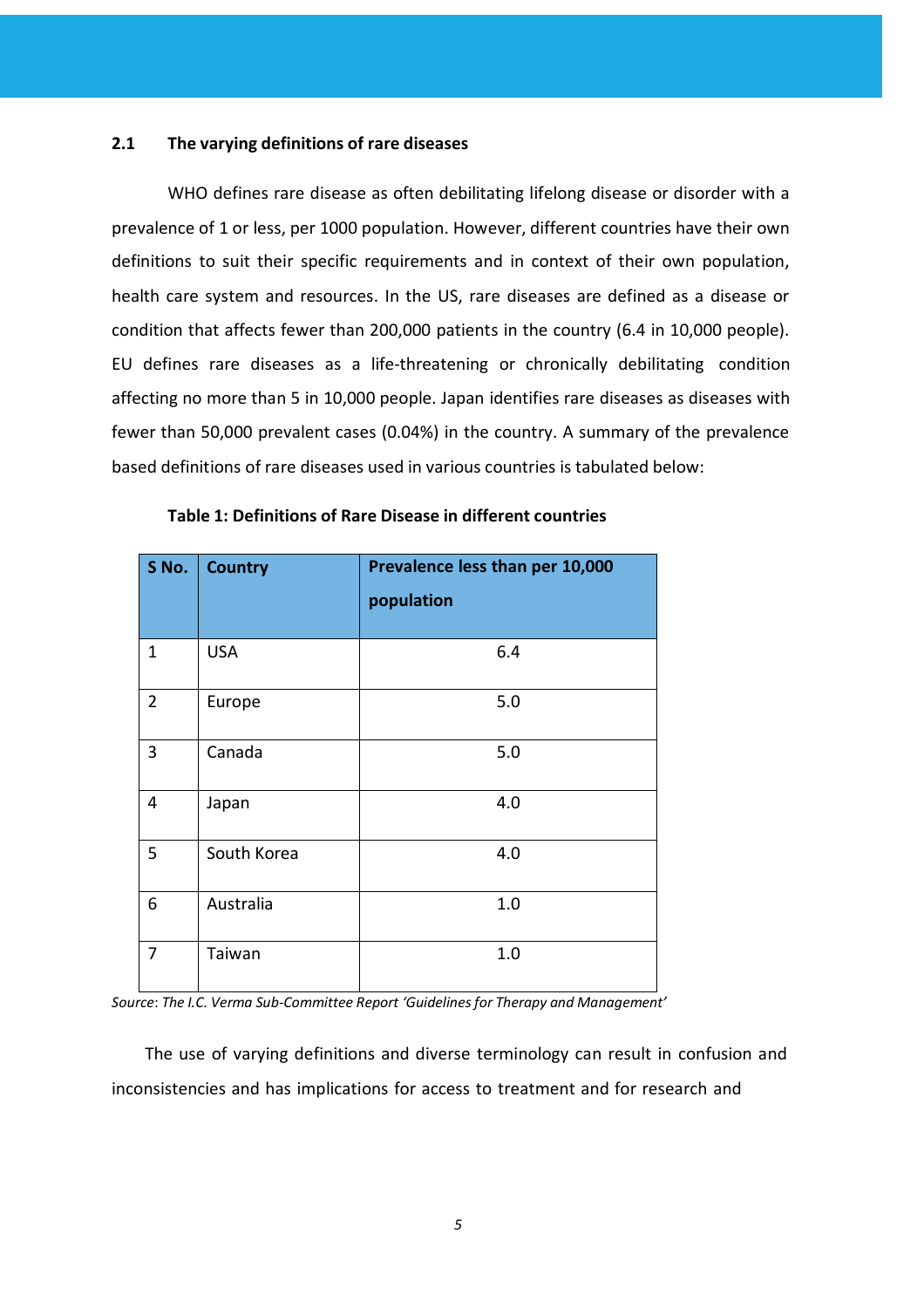## 2.1 The varying definitions of rare diseases

WHO defines rare disease as often debilitating lifelong disease or disorder with a prevalence of 1 or less, per 1000 population. However, different countries have their own definitions to suit their specific requirements and in context of their own population, health care system and resources. In the US, rare diseases are defined as a disease or condition that affects fewer than 200,000 patients in the country (6.4 in 10,000 people). EU defines rare diseases as a life-threatening or chronically debilitating condition affecting no more than 5 in 10,000 people. Japan identifies rare diseases as diseases with fewer than 50,000 prevalent cases (0.04%) in the country. A summary of the prevalence based definitions of rare diseases used in various countries is tabulated below:

**Table 1: Definitions of Rare Disease in different countries**

| S No. | Country | Prevalence less than per 10,000 population |
|---|---|---|
| 1 | USA | 6.4 |
| 2 | Europe | 5.0 |
| 3 | Canada | 5.0 |
| 4 | Japan | 4.0 |
| 5 | South Korea | 4.0 |
| 6 | Australia | 1.0 |
| 7 | Taiwan | 1.0 |

*Source*: *The I.C. Verma Sub-Committee Report 'Guidelines for Therapy and Management'*

The use of varying definitions and diverse terminology can result in confusion and inconsistencies and has implications for access to treatment and for research and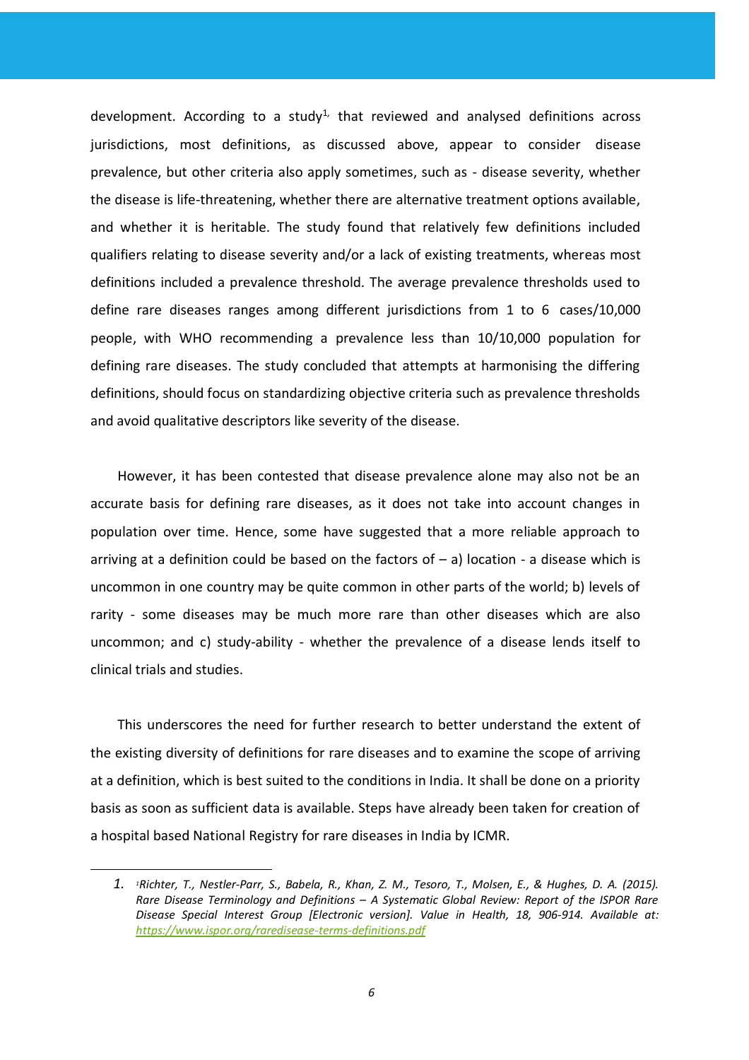development. According to a study[1] that reviewed and analysed definitions across jurisdictions, most definitions, as discussed above, appear to consider disease prevalence, but other criteria also apply sometimes, such as - disease severity, whether the disease is life-threatening, whether there are alternative treatment options available, and whether it is heritable. The study found that relatively few definitions included qualifiers relating to disease severity and/or a lack of existing treatments, whereas most definitions included a prevalence threshold. The average prevalence thresholds used to define rare diseases ranges among different jurisdictions from 1 to 6 cases/10,000 people, with WHO recommending a prevalence less than 10/10,000 population for defining rare diseases. The study concluded that attempts at harmonising the differing definitions, should focus on standardizing objective criteria such as prevalence thresholds and avoid qualitative descriptors like severity of the disease.

However, it has been contested that disease prevalence alone may also not be an accurate basis for defining rare diseases, as it does not take into account changes in population over time. Hence, some have suggested that a more reliable approach to arriving at a definition could be based on the factors of – a) location - a disease which is uncommon in one country may be quite common in other parts of the world; b) levels of rarity - some diseases may be much more rare than other diseases which are also uncommon; and c) study-ability - whether the prevalence of a disease lends itself to clinical trials and studies.

This underscores the need for further research to better understand the extent of the existing diversity of definitions for rare diseases and to examine the scope of arriving at a definition, which is best suited to the conditions in India. It shall be done on a priority basis as soon as sufficient data is available. Steps have already been taken for creation of a hospital based National Registry for rare diseases in India by ICMR.

---

1. *Richter, T., Nestler-Parr, S., Babela, R., Khan, Z. M., Tesoro, T., Molsen, E., & Hughes, D. A. (2015). Rare Disease Terminology and Definitions – A Systematic Global Review: Report of the ISPOR Rare Disease Special Interest Group [Electronic version]. Value in Health, 18, 906-914. Available at: https://www.ispor.org/raredisease-terms-definitions.pdf*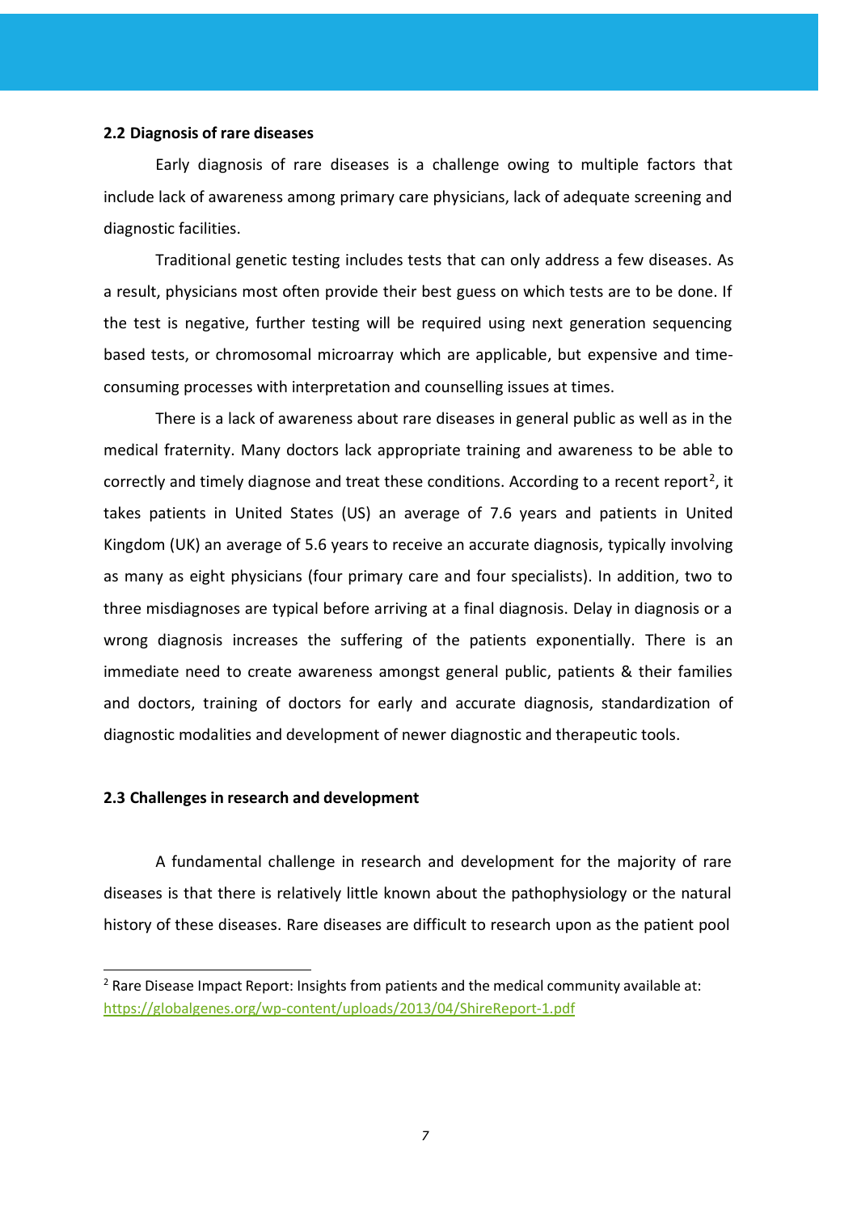### 2.2 Diagnosis of rare diseases

Early diagnosis of rare diseases is a challenge owing to multiple factors that include lack of awareness among primary care physicians, lack of adequate screening and diagnostic facilities.

Traditional genetic testing includes tests that can only address a few diseases. As a result, physicians most often provide their best guess on which tests are to be done. If the test is negative, further testing will be required using next generation sequencing based tests, or chromosomal microarray which are applicable, but expensive and time-consuming processes with interpretation and counselling issues at times.

There is a lack of awareness about rare diseases in general public as well as in the medical fraternity. Many doctors lack appropriate training and awareness to be able to correctly and timely diagnose and treat these conditions. According to a recent report[2], it takes patients in United States (US) an average of 7.6 years and patients in United Kingdom (UK) an average of 5.6 years to receive an accurate diagnosis, typically involving as many as eight physicians (four primary care and four specialists). In addition, two to three misdiagnoses are typical before arriving at a final diagnosis. Delay in diagnosis or a wrong diagnosis increases the suffering of the patients exponentially. There is an immediate need to create awareness amongst general public, patients & their families and doctors, training of doctors for early and accurate diagnosis, standardization of diagnostic modalities and development of newer diagnostic and therapeutic tools.

### 2.3 Challenges in research and development

A fundamental challenge in research and development for the majority of rare diseases is that there is relatively little known about the pathophysiology or the natural history of these diseases. Rare diseases are difficult to research upon as the patient pool

---

[2] Rare Disease Impact Report: Insights from patients and the medical community available at: https://globalgenes.org/wp-content/uploads/2013/04/ShireReport-1.pdf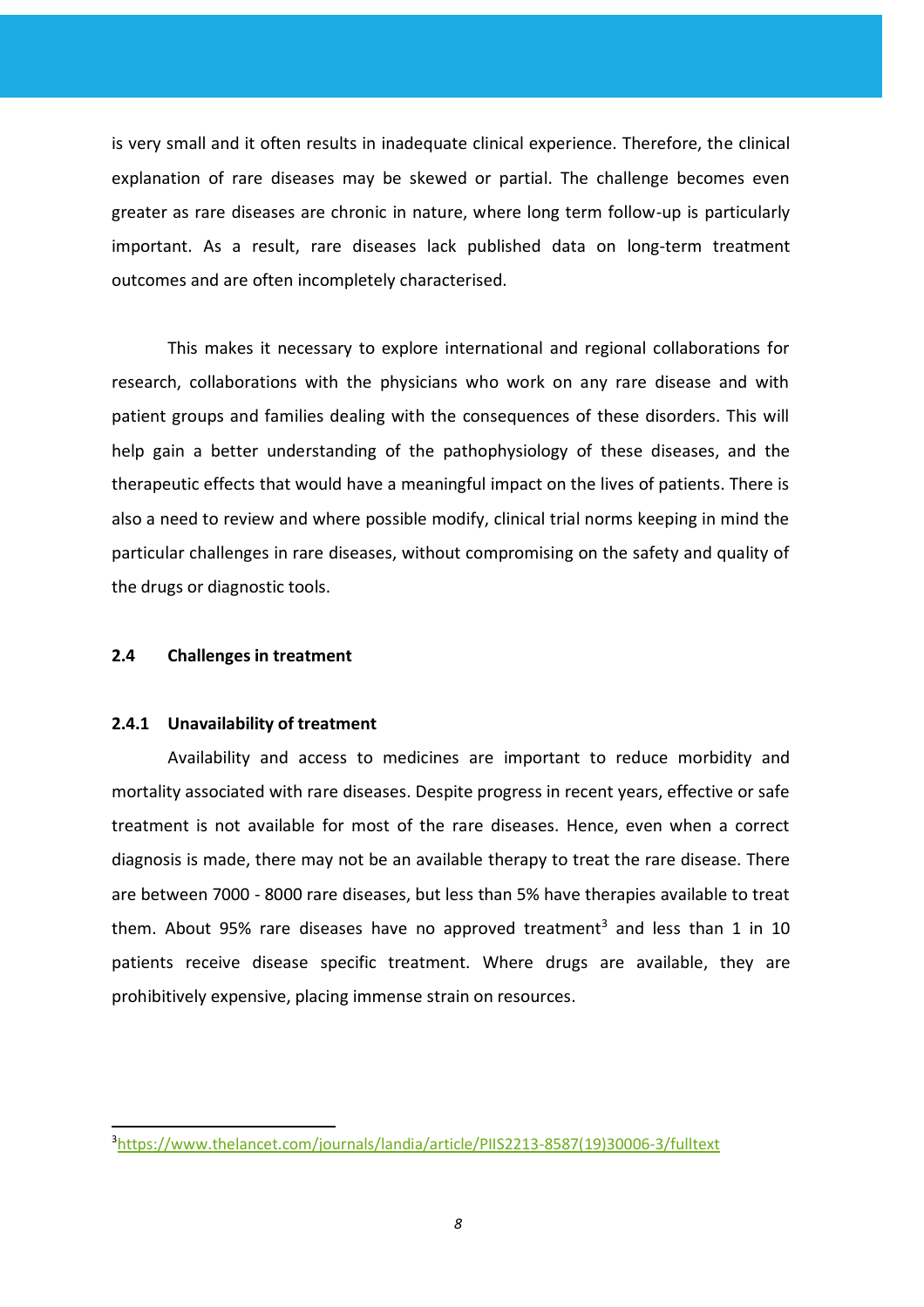is very small and it often results in inadequate clinical experience. Therefore, the clinical explanation of rare diseases may be skewed or partial. The challenge becomes even greater as rare diseases are chronic in nature, where long term follow-up is particularly important. As a result, rare diseases lack published data on long-term treatment outcomes and are often incompletely characterised.

This makes it necessary to explore international and regional collaborations for research, collaborations with the physicians who work on any rare disease and with patient groups and families dealing with the consequences of these disorders. This will help gain a better understanding of the pathophysiology of these diseases, and the therapeutic effects that would have a meaningful impact on the lives of patients. There is also a need to review and where possible modify, clinical trial norms keeping in mind the particular challenges in rare diseases, without compromising on the safety and quality of the drugs or diagnostic tools.

## 2.4 Challenges in treatment

### 2.4.1 Unavailability of treatment

Availability and access to medicines are important to reduce morbidity and mortality associated with rare diseases. Despite progress in recent years, effective or safe treatment is not available for most of the rare diseases. Hence, even when a correct diagnosis is made, there may not be an available therapy to treat the rare disease. There are between 7000 - 8000 rare diseases, but less than 5% have therapies available to treat them. About 95% rare diseases have no approved treatment[3] and less than 1 in 10 patients receive disease specific treatment. Where drugs are available, they are prohibitively expensive, placing immense strain on resources.

---

[3] https://www.thelancet.com/journals/landia/article/PIIS2213-8587(19)30006-3/fulltext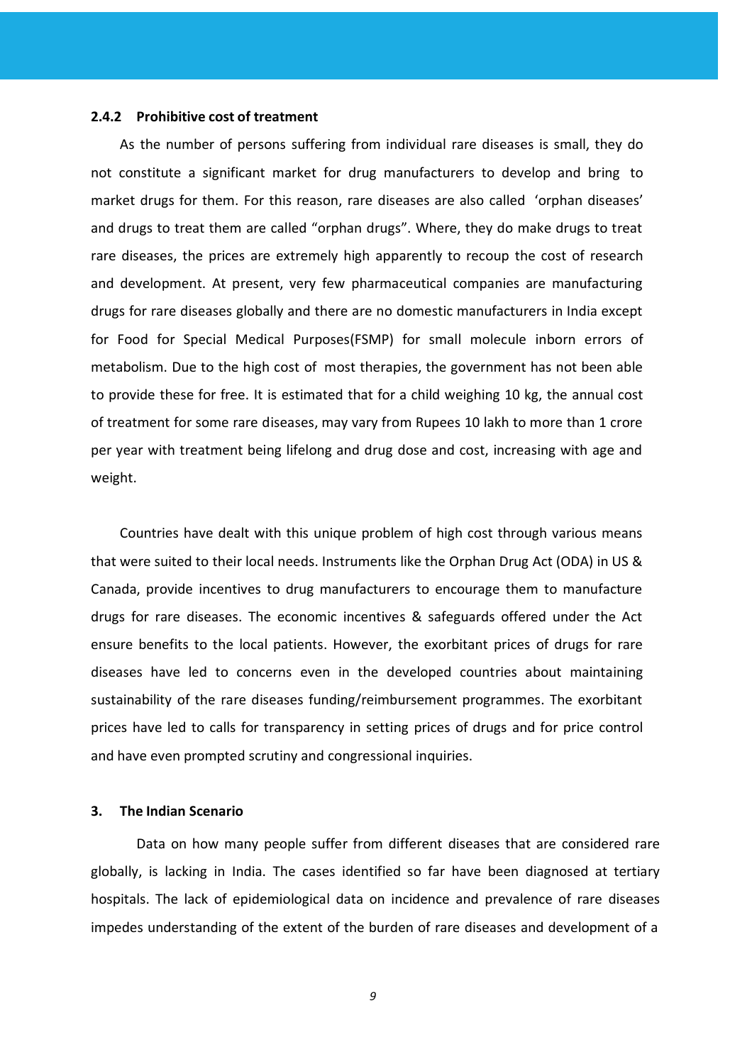### 2.4.2 Prohibitive cost of treatment

As the number of persons suffering from individual rare diseases is small, they do not constitute a significant market for drug manufacturers to develop and bring to market drugs for them. For this reason, rare diseases are also called 'orphan diseases' and drugs to treat them are called "orphan drugs". Where, they do make drugs to treat rare diseases, the prices are extremely high apparently to recoup the cost of research and development. At present, very few pharmaceutical companies are manufacturing drugs for rare diseases globally and there are no domestic manufacturers in India except for Food for Special Medical Purposes(FSMP) for small molecule inborn errors of metabolism. Due to the high cost of most therapies, the government has not been able to provide these for free. It is estimated that for a child weighing 10 kg, the annual cost of treatment for some rare diseases, may vary from Rupees 10 lakh to more than 1 crore per year with treatment being lifelong and drug dose and cost, increasing with age and weight.

Countries have dealt with this unique problem of high cost through various means that were suited to their local needs. Instruments like the Orphan Drug Act (ODA) in US & Canada, provide incentives to drug manufacturers to encourage them to manufacture drugs for rare diseases. The economic incentives & safeguards offered under the Act ensure benefits to the local patients. However, the exorbitant prices of drugs for rare diseases have led to concerns even in the developed countries about maintaining sustainability of the rare diseases funding/reimbursement programmes. The exorbitant prices have led to calls for transparency in setting prices of drugs and for price control and have even prompted scrutiny and congressional inquiries.

## 3. The Indian Scenario

Data on how many people suffer from different diseases that are considered rare globally, is lacking in India. The cases identified so far have been diagnosed at tertiary hospitals. The lack of epidemiological data on incidence and prevalence of rare diseases impedes understanding of the extent of the burden of rare diseases and development of a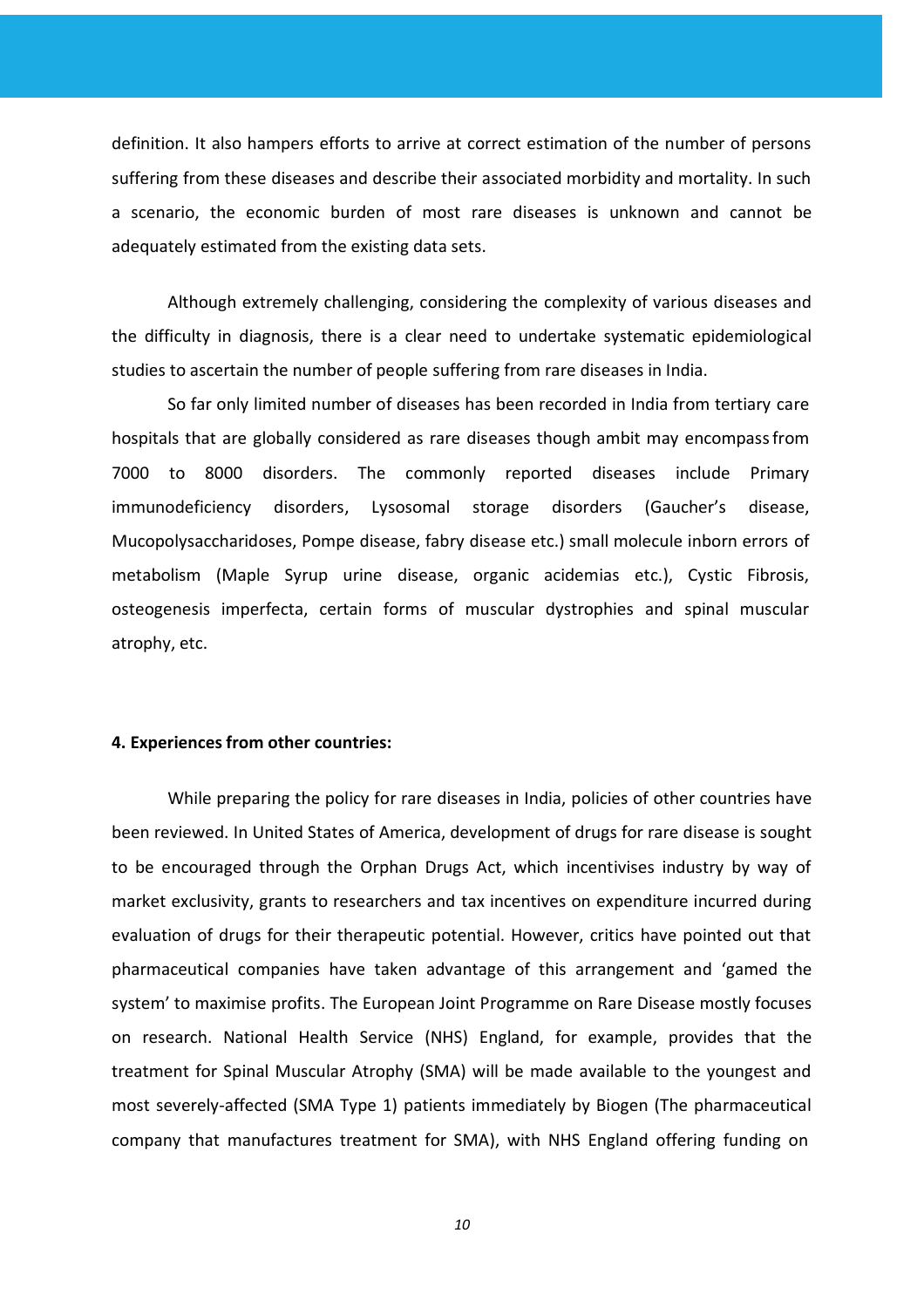definition. It also hampers efforts to arrive at correct estimation of the number of persons suffering from these diseases and describe their associated morbidity and mortality. In such a scenario, the economic burden of most rare diseases is unknown and cannot be adequately estimated from the existing data sets.

Although extremely challenging, considering the complexity of various diseases and the difficulty in diagnosis, there is a clear need to undertake systematic epidemiological studies to ascertain the number of people suffering from rare diseases in India.

So far only limited number of diseases has been recorded in India from tertiary care hospitals that are globally considered as rare diseases though ambit may encompass from 7000 to 8000 disorders. The commonly reported diseases include Primary immunodeficiency disorders, Lysosomal storage disorders (Gaucher's disease, Mucopolysaccharidoses, Pompe disease, fabry disease etc.) small molecule inborn errors of metabolism (Maple Syrup urine disease, organic acidemias etc.), Cystic Fibrosis, osteogenesis imperfecta, certain forms of muscular dystrophies and spinal muscular atrophy, etc.

**4. Experiences from other countries:**

While preparing the policy for rare diseases in India, policies of other countries have been reviewed. In United States of America, development of drugs for rare disease is sought to be encouraged through the Orphan Drugs Act, which incentivises industry by way of market exclusivity, grants to researchers and tax incentives on expenditure incurred during evaluation of drugs for their therapeutic potential. However, critics have pointed out that pharmaceutical companies have taken advantage of this arrangement and 'gamed the system' to maximise profits. The European Joint Programme on Rare Disease mostly focuses on research. National Health Service (NHS) England, for example, provides that the treatment for Spinal Muscular Atrophy (SMA) will be made available to the youngest and most severely-affected (SMA Type 1) patients immediately by Biogen (The pharmaceutical company that manufactures treatment for SMA), with NHS England offering funding on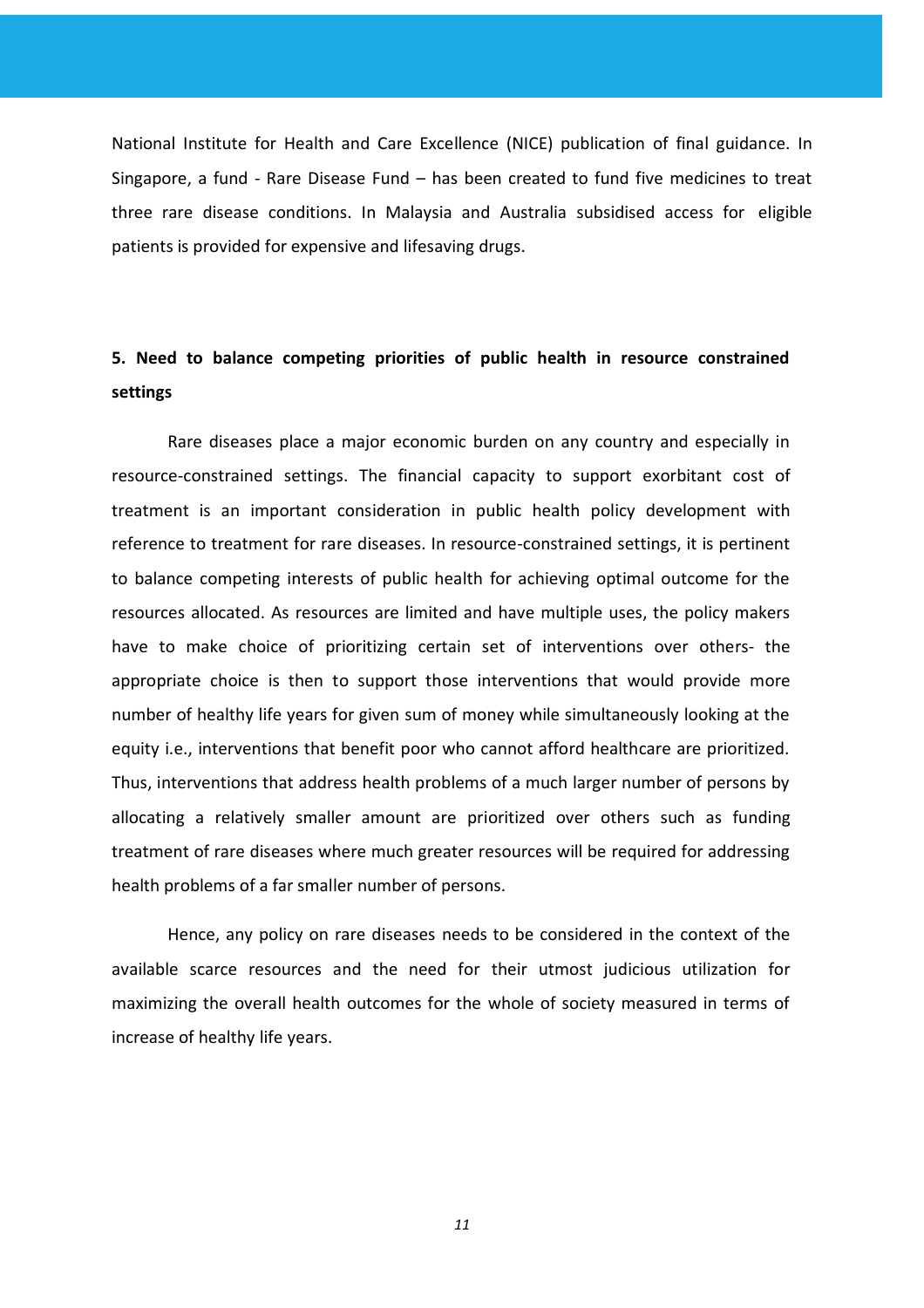National Institute for Health and Care Excellence (NICE) publication of final guidance. In Singapore, a fund - Rare Disease Fund – has been created to fund five medicines to treat three rare disease conditions. In Malaysia and Australia subsidised access for eligible patients is provided for expensive and lifesaving drugs.

## 5. Need to balance competing priorities of public health in resource constrained settings

Rare diseases place a major economic burden on any country and especially in resource-constrained settings. The financial capacity to support exorbitant cost of treatment is an important consideration in public health policy development with reference to treatment for rare diseases. In resource-constrained settings, it is pertinent to balance competing interests of public health for achieving optimal outcome for the resources allocated. As resources are limited and have multiple uses, the policy makers have to make choice of prioritizing certain set of interventions over others- the appropriate choice is then to support those interventions that would provide more number of healthy life years for given sum of money while simultaneously looking at the equity i.e., interventions that benefit poor who cannot afford healthcare are prioritized. Thus, interventions that address health problems of a much larger number of persons by allocating a relatively smaller amount are prioritized over others such as funding treatment of rare diseases where much greater resources will be required for addressing health problems of a far smaller number of persons.

Hence, any policy on rare diseases needs to be considered in the context of the available scarce resources and the need for their utmost judicious utilization for maximizing the overall health outcomes for the whole of society measured in terms of increase of healthy life years.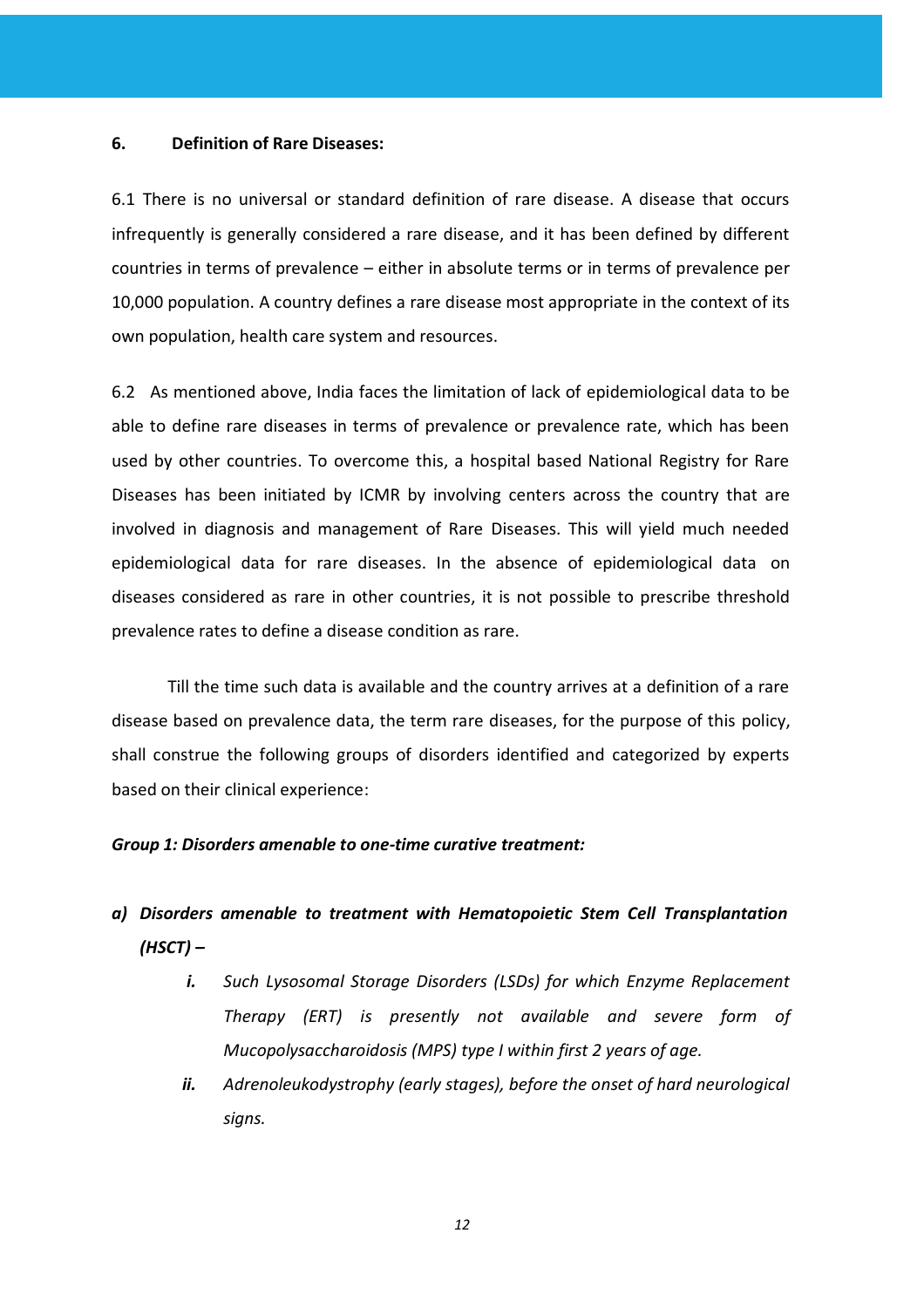## 6. Definition of Rare Diseases:

6.1 There is no universal or standard definition of rare disease. A disease that occurs infrequently is generally considered a rare disease, and it has been defined by different countries in terms of prevalence – either in absolute terms or in terms of prevalence per 10,000 population. A country defines a rare disease most appropriate in the context of its own population, health care system and resources.

6.2 As mentioned above, India faces the limitation of lack of epidemiological data to be able to define rare diseases in terms of prevalence or prevalence rate, which has been used by other countries. To overcome this, a hospital based National Registry for Rare Diseases has been initiated by ICMR by involving centers across the country that are involved in diagnosis and management of Rare Diseases. This will yield much needed epidemiological data for rare diseases. In the absence of epidemiological data on diseases considered as rare in other countries, it is not possible to prescribe threshold prevalence rates to define a disease condition as rare.

Till the time such data is available and the country arrives at a definition of a rare disease based on prevalence data, the term rare diseases, for the purpose of this policy, shall construe the following groups of disorders identified and categorized by experts based on their clinical experience:

***Group 1: Disorders amenable to one-time curative treatment:***

***a) Disorders amenable to treatment with Hematopoietic Stem Cell Transplantation (HSCT) –***

- ***i.*** *Such Lysosomal Storage Disorders (LSDs) for which Enzyme Replacement Therapy (ERT) is presently not available and severe form of Mucopolysaccharoidosis (MPS) type I within first 2 years of age.*
- ***ii.*** *Adrenoleukodystrophy (early stages), before the onset of hard neurological signs.*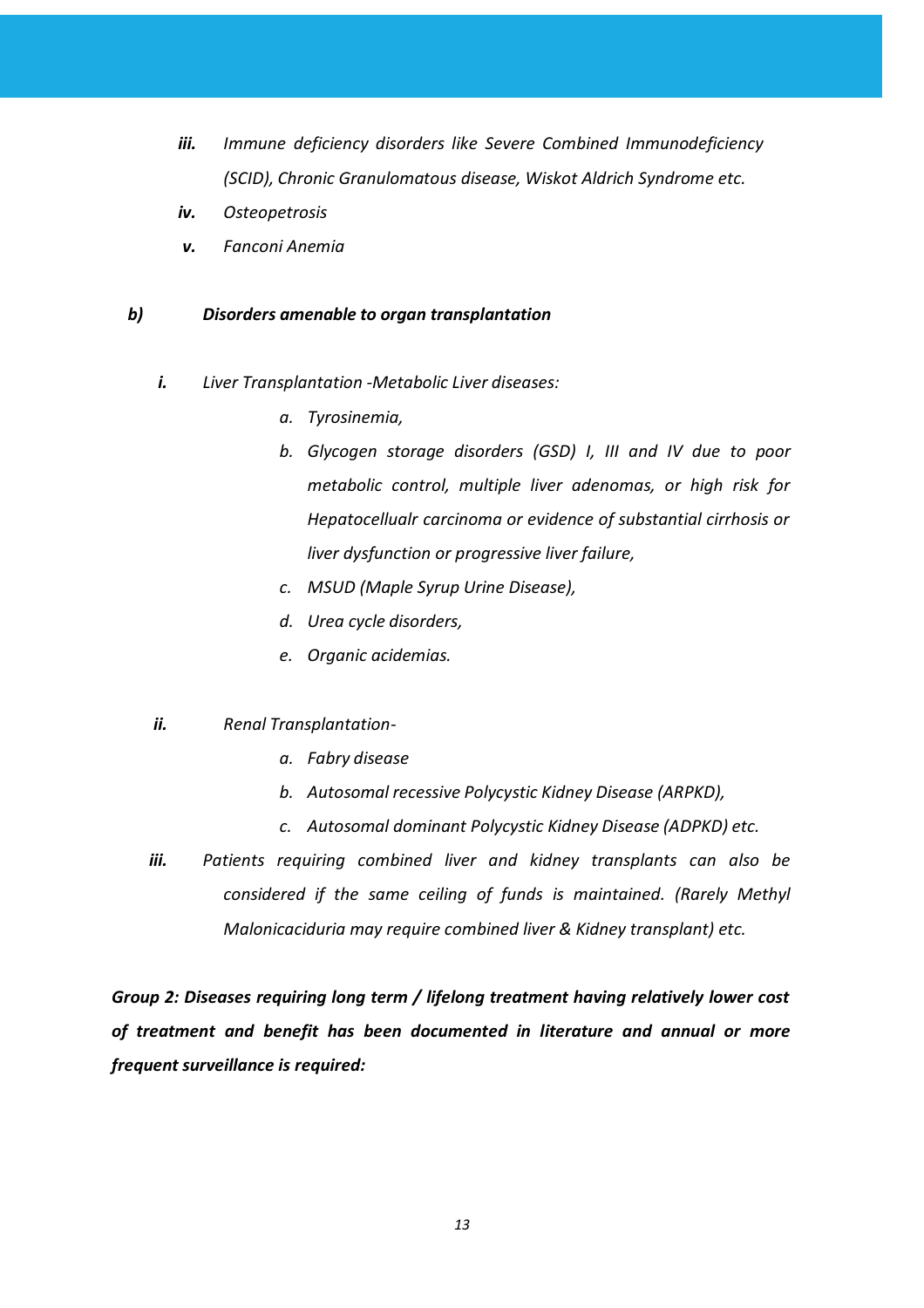*iii. Immune deficiency disorders like Severe Combined Immunodeficiency (SCID), Chronic Granulomatous disease, Wiskot Aldrich Syndrome etc.*

*iv. Osteopetrosis*

*v. Fanconi Anemia*

***b) Disorders amenable to organ transplantation***

*i. Liver Transplantation -Metabolic Liver diseases:*

*a. Tyrosinemia,*

*b. Glycogen storage disorders (GSD) I, III and IV due to poor metabolic control, multiple liver adenomas, or high risk for Hepatocellualr carcinoma or evidence of substantial cirrhosis or liver dysfunction or progressive liver failure,*

*c. MSUD (Maple Syrup Urine Disease),*

*d. Urea cycle disorders,*

*e. Organic acidemias.*

*ii. Renal Transplantation-*

*a. Fabry disease*

*b. Autosomal recessive Polycystic Kidney Disease (ARPKD),*

*c. Autosomal dominant Polycystic Kidney Disease (ADPKD) etc.*

*iii. Patients requiring combined liver and kidney transplants can also be considered if the same ceiling of funds is maintained. (Rarely Methyl Malonicaciduria may require combined liver & Kidney transplant) etc.*

***Group 2: Diseases requiring long term / lifelong treatment having relatively lower cost of treatment and benefit has been documented in literature and annual or more frequent surveillance is required:***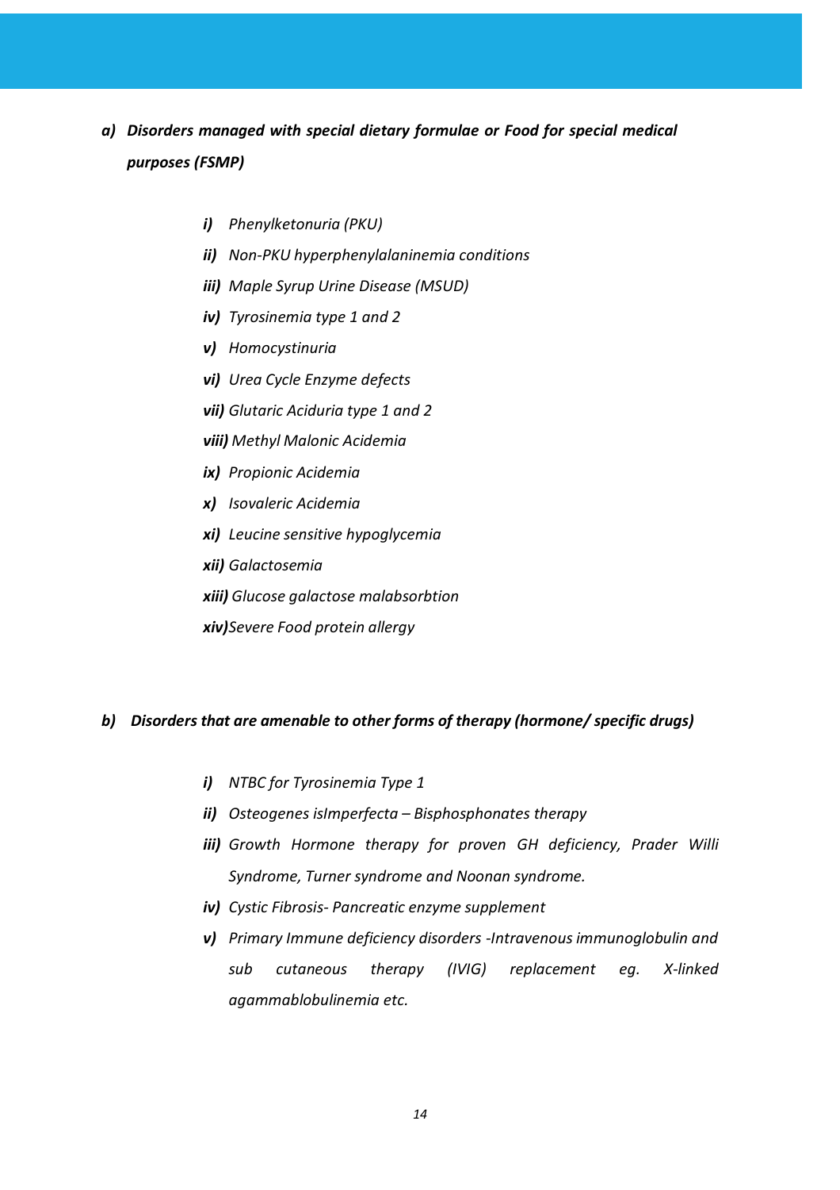***a) Disorders managed with special dietary formulae or Food for special medical purposes (FSMP)***

- ***i)*** *Phenylketonuria (PKU)*
- ***ii)*** *Non-PKU hyperphenylalaninemia conditions*
- ***iii)*** *Maple Syrup Urine Disease (MSUD)*
- ***iv)*** *Tyrosinemia type 1 and 2*
- ***v)*** *Homocystinuria*
- ***vi)*** *Urea Cycle Enzyme defects*
- ***vii)*** *Glutaric Aciduria type 1 and 2*
- ***viii)*** *Methyl Malonic Acidemia*
- ***ix)*** *Propionic Acidemia*
- ***x)*** *Isovaleric Acidemia*
- ***xi)*** *Leucine sensitive hypoglycemia*
- ***xii)*** *Galactosemia*
- ***xiii)*** *Glucose galactose malabsorbtion*
- ***xiv)*** *Severe Food protein allergy*

***b) Disorders that are amenable to other forms of therapy (hormone/ specific drugs)***

- ***i)*** *NTBC for Tyrosinemia Type 1*
- ***ii)*** *Osteogenes isImperfecta – Bisphosphonates therapy*
- ***iii)*** *Growth Hormone therapy for proven GH deficiency, Prader Willi Syndrome, Turner syndrome and Noonan syndrome.*
- ***iv)*** *Cystic Fibrosis- Pancreatic enzyme supplement*
- ***v)*** *Primary Immune deficiency disorders -Intravenous immunoglobulin and sub cutaneous therapy (IVIG) replacement eg. X-linked agammablobulinemia etc.*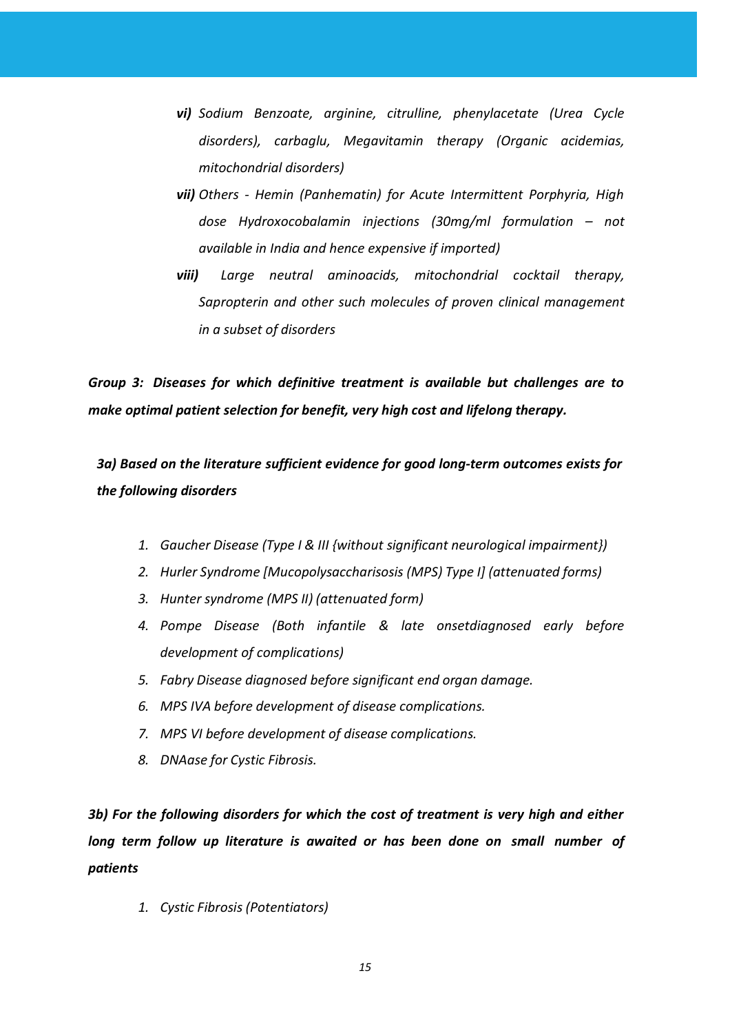*vi)* *Sodium Benzoate, arginine, citrulline, phenylacetate (Urea Cycle disorders), carbaglu, Megavitamin therapy (Organic acidemias, mitochondrial disorders)*

*vii)* *Others - Hemin (Panhematin) for Acute Intermittent Porphyria, High dose Hydroxocobalamin injections (30mg/ml formulation – not available in India and hence expensive if imported)*

*viii)* *Large neutral aminoacids, mitochondrial cocktail therapy, Sapropterin and other such molecules of proven clinical management in a subset of disorders*

***Group 3: Diseases for which definitive treatment is available but challenges are to make optimal patient selection for benefit, very high cost and lifelong therapy.***

***3a) Based on the literature sufficient evidence for good long-term outcomes exists for the following disorders***

1. *Gaucher Disease (Type I & III {without significant neurological impairment})*
2. *Hurler Syndrome [Mucopolysaccharisosis (MPS) Type I] (attenuated forms)*
3. *Hunter syndrome (MPS II) (attenuated form)*
4. *Pompe Disease (Both infantile & late onsetdiagnosed early before development of complications)*
5. *Fabry Disease diagnosed before significant end organ damage.*
6. *MPS IVA before development of disease complications.*
7. *MPS VI before development of disease complications.*
8. *DNAase for Cystic Fibrosis.*

***3b) For the following disorders for which the cost of treatment is very high and either long term follow up literature is awaited or has been done on small number of patients***

1. *Cystic Fibrosis (Potentiators)*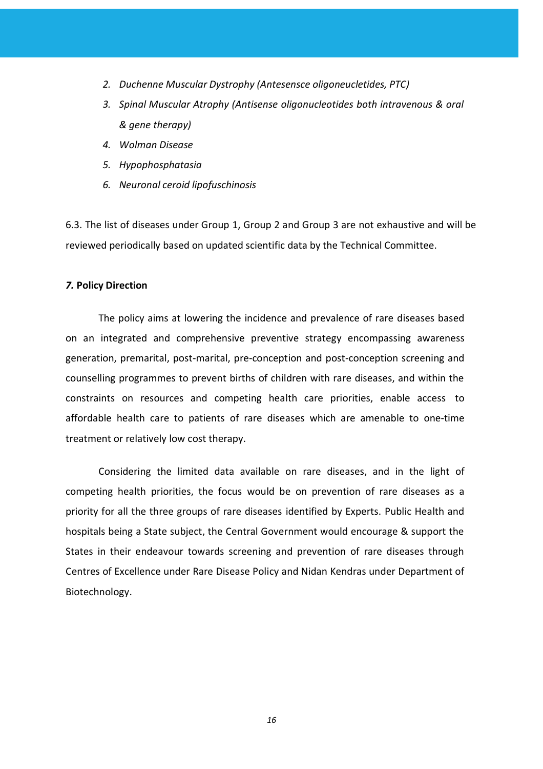2. *Duchenne Muscular Dystrophy (Antesensce oligoneucletides, PTC)*
3. *Spinal Muscular Atrophy (Antisense oligonucleotides both intravenous & oral & gene therapy)*
4. *Wolman Disease*
5. *Hypophosphatasia*
6. *Neuronal ceroid lipofuschinosis*

6.3. The list of diseases under Group 1, Group 2 and Group 3 are not exhaustive and will be reviewed periodically based on updated scientific data by the Technical Committee.

### *7.* Policy Direction

The policy aims at lowering the incidence and prevalence of rare diseases based on an integrated and comprehensive preventive strategy encompassing awareness generation, premarital, post-marital, pre-conception and post-conception screening and counselling programmes to prevent births of children with rare diseases, and within the constraints on resources and competing health care priorities, enable access to affordable health care to patients of rare diseases which are amenable to one-time treatment or relatively low cost therapy.

Considering the limited data available on rare diseases, and in the light of competing health priorities, the focus would be on prevention of rare diseases as a priority for all the three groups of rare diseases identified by Experts. Public Health and hospitals being a State subject, the Central Government would encourage & support the States in their endeavour towards screening and prevention of rare diseases through Centres of Excellence under Rare Disease Policy and Nidan Kendras under Department of Biotechnology.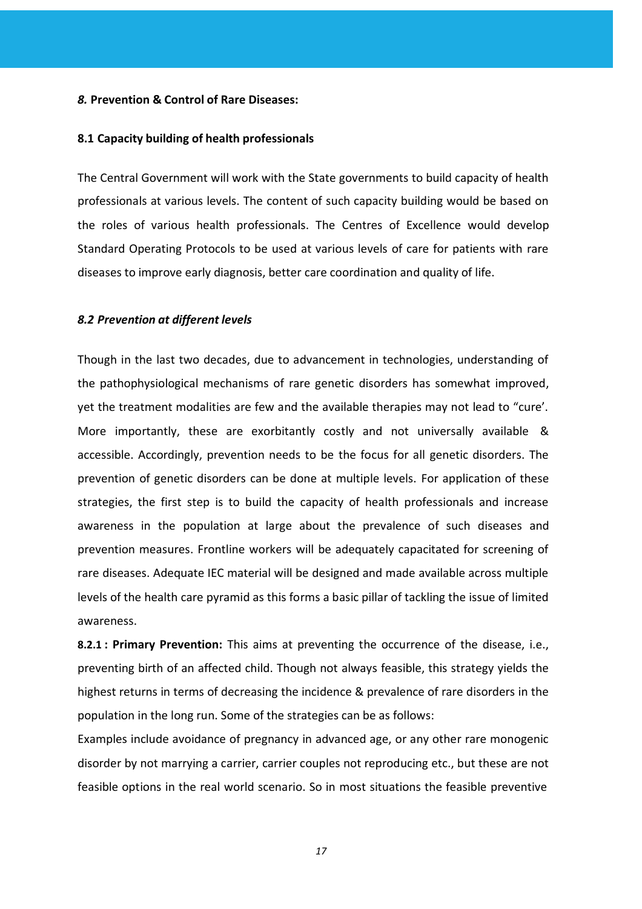## *8.* Prevention & Control of Rare Diseases:

### 8.1 Capacity building of health professionals

The Central Government will work with the State governments to build capacity of health professionals at various levels. The content of such capacity building would be based on the roles of various health professionals. The Centres of Excellence would develop Standard Operating Protocols to be used at various levels of care for patients with rare diseases to improve early diagnosis, better care coordination and quality of life.

### *8.2 Prevention at different levels*

Though in the last two decades, due to advancement in technologies, understanding of the pathophysiological mechanisms of rare genetic disorders has somewhat improved, yet the treatment modalities are few and the available therapies may not lead to "cure'. More importantly, these are exorbitantly costly and not universally available & accessible. Accordingly, prevention needs to be the focus for all genetic disorders. The prevention of genetic disorders can be done at multiple levels. For application of these strategies, the first step is to build the capacity of health professionals and increase awareness in the population at large about the prevalence of such diseases and prevention measures. Frontline workers will be adequately capacitated for screening of rare diseases. Adequate IEC material will be designed and made available across multiple levels of the health care pyramid as this forms a basic pillar of tackling the issue of limited awareness.

**8.2.1 : Primary Prevention:** This aims at preventing the occurrence of the disease, i.e., preventing birth of an affected child. Though not always feasible, this strategy yields the highest returns in terms of decreasing the incidence & prevalence of rare disorders in the population in the long run. Some of the strategies can be as follows:

Examples include avoidance of pregnancy in advanced age, or any other rare monogenic disorder by not marrying a carrier, carrier couples not reproducing etc., but these are not feasible options in the real world scenario. So in most situations the feasible preventive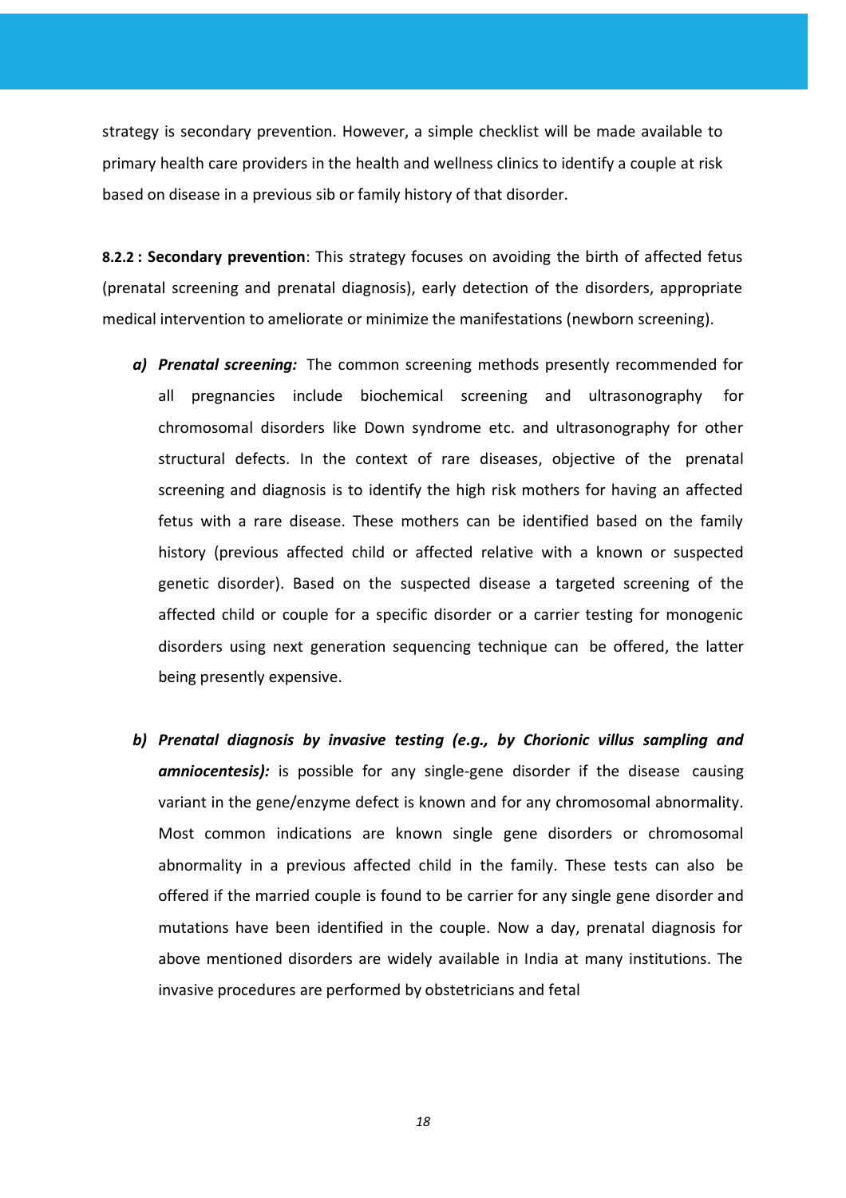strategy is secondary prevention. However, a simple checklist will be made available to primary health care providers in the health and wellness clinics to identify a couple at risk based on disease in a previous sib or family history of that disorder.

**8.2.2 : Secondary prevention**: This strategy focuses on avoiding the birth of affected fetus (prenatal screening and prenatal diagnosis), early detection of the disorders, appropriate medical intervention to ameliorate or minimize the manifestations (newborn screening).

a) ***Prenatal screening:*** The common screening methods presently recommended for all pregnancies include biochemical screening and ultrasonography for chromosomal disorders like Down syndrome etc. and ultrasonography for other structural defects. In the context of rare diseases, objective of the prenatal screening and diagnosis is to identify the high risk mothers for having an affected fetus with a rare disease. These mothers can be identified based on the family history (previous affected child or affected relative with a known or suspected genetic disorder). Based on the suspected disease a targeted screening of the affected child or couple for a specific disorder or a carrier testing for monogenic disorders using next generation sequencing technique can be offered, the latter being presently expensive.

b) ***Prenatal diagnosis by invasive testing (e.g., by Chorionic villus sampling and amniocentesis):*** is possible for any single-gene disorder if the disease causing variant in the gene/enzyme defect is known and for any chromosomal abnormality. Most common indications are known single gene disorders or chromosomal abnormality in a previous affected child in the family. These tests can also be offered if the married couple is found to be carrier for any single gene disorder and mutations have been identified in the couple. Now a day, prenatal diagnosis for above mentioned disorders are widely available in India at many institutions. The invasive procedures are performed by obstetricians and fetal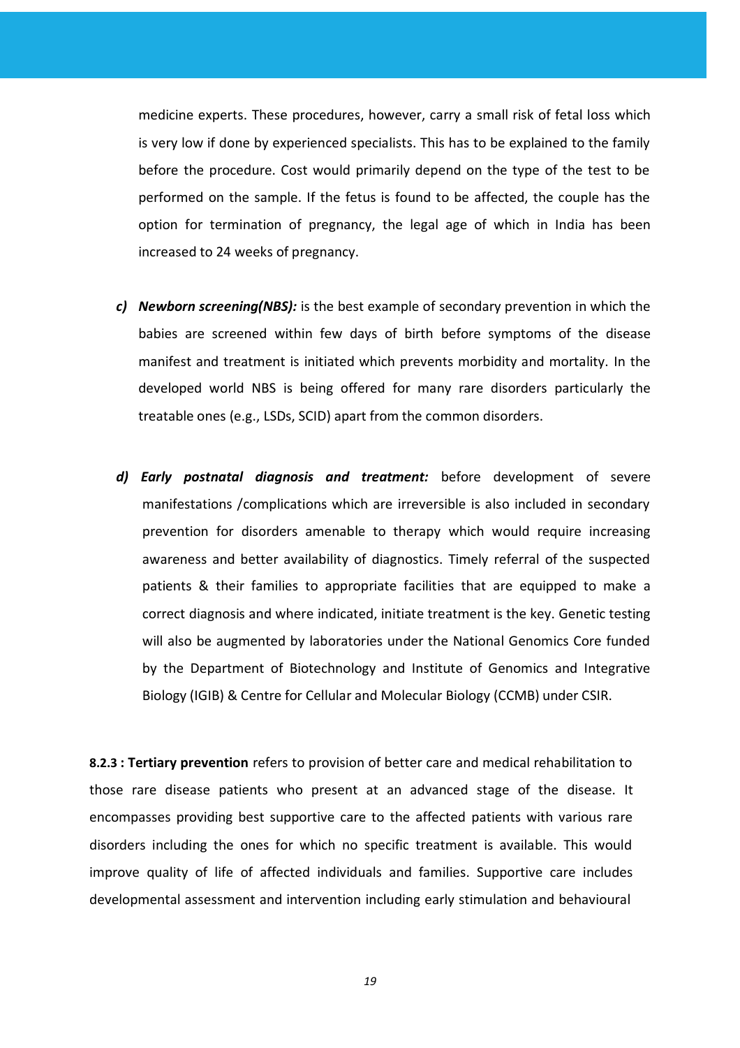medicine experts. These procedures, however, carry a small risk of fetal loss which is very low if done by experienced specialists. This has to be explained to the family before the procedure. Cost would primarily depend on the type of the test to be performed on the sample. If the fetus is found to be affected, the couple has the option for termination of pregnancy, the legal age of which in India has been increased to 24 weeks of pregnancy.

c) ***Newborn screening(NBS):*** is the best example of secondary prevention in which the babies are screened within few days of birth before symptoms of the disease manifest and treatment is initiated which prevents morbidity and mortality. In the developed world NBS is being offered for many rare disorders particularly the treatable ones (e.g., LSDs, SCID) apart from the common disorders.

d) ***Early postnatal diagnosis and treatment:*** before development of severe manifestations /complications which are irreversible is also included in secondary prevention for disorders amenable to therapy which would require increasing awareness and better availability of diagnostics. Timely referral of the suspected patients & their families to appropriate facilities that are equipped to make a correct diagnosis and where indicated, initiate treatment is the key. Genetic testing will also be augmented by laboratories under the National Genomics Core funded by the Department of Biotechnology and Institute of Genomics and Integrative Biology (IGIB) & Centre for Cellular and Molecular Biology (CCMB) under CSIR.

**8.2.3 : Tertiary prevention** refers to provision of better care and medical rehabilitation to those rare disease patients who present at an advanced stage of the disease. It encompasses providing best supportive care to the affected patients with various rare disorders including the ones for which no specific treatment is available. This would improve quality of life of affected individuals and families. Supportive care includes developmental assessment and intervention including early stimulation and behavioural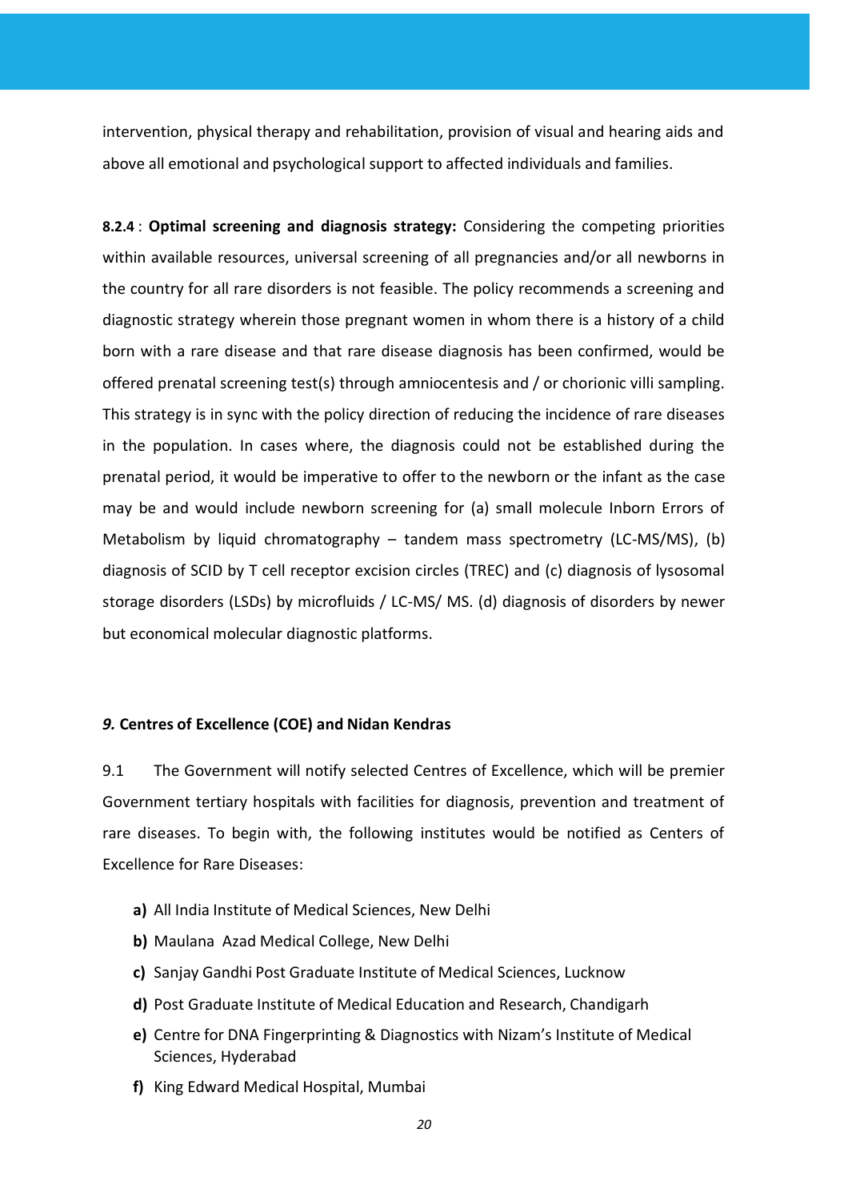intervention, physical therapy and rehabilitation, provision of visual and hearing aids and above all emotional and psychological support to affected individuals and families.

**8.2.4** : **Optimal screening and diagnosis strategy:** Considering the competing priorities within available resources, universal screening of all pregnancies and/or all newborns in the country for all rare disorders is not feasible. The policy recommends a screening and diagnostic strategy wherein those pregnant women in whom there is a history of a child born with a rare disease and that rare disease diagnosis has been confirmed, would be offered prenatal screening test(s) through amniocentesis and / or chorionic villi sampling. This strategy is in sync with the policy direction of reducing the incidence of rare diseases in the population. In cases where, the diagnosis could not be established during the prenatal period, it would be imperative to offer to the newborn or the infant as the case may be and would include newborn screening for (a) small molecule Inborn Errors of Metabolism by liquid chromatography – tandem mass spectrometry (LC-MS/MS), (b) diagnosis of SCID by T cell receptor excision circles (TREC) and (c) diagnosis of lysosomal storage disorders (LSDs) by microfluids / LC-MS/ MS. (d) diagnosis of disorders by newer but economical molecular diagnostic platforms.

### *9.* Centres of Excellence (COE) and Nidan Kendras

9.1 The Government will notify selected Centres of Excellence, which will be premier Government tertiary hospitals with facilities for diagnosis, prevention and treatment of rare diseases. To begin with, the following institutes would be notified as Centers of Excellence for Rare Diseases:

- **a)** All India Institute of Medical Sciences, New Delhi
- **b)** Maulana Azad Medical College, New Delhi
- **c)** Sanjay Gandhi Post Graduate Institute of Medical Sciences, Lucknow
- **d)** Post Graduate Institute of Medical Education and Research, Chandigarh
- **e)** Centre for DNA Fingerprinting & Diagnostics with Nizam's Institute of Medical Sciences, Hyderabad
- **f)** King Edward Medical Hospital, Mumbai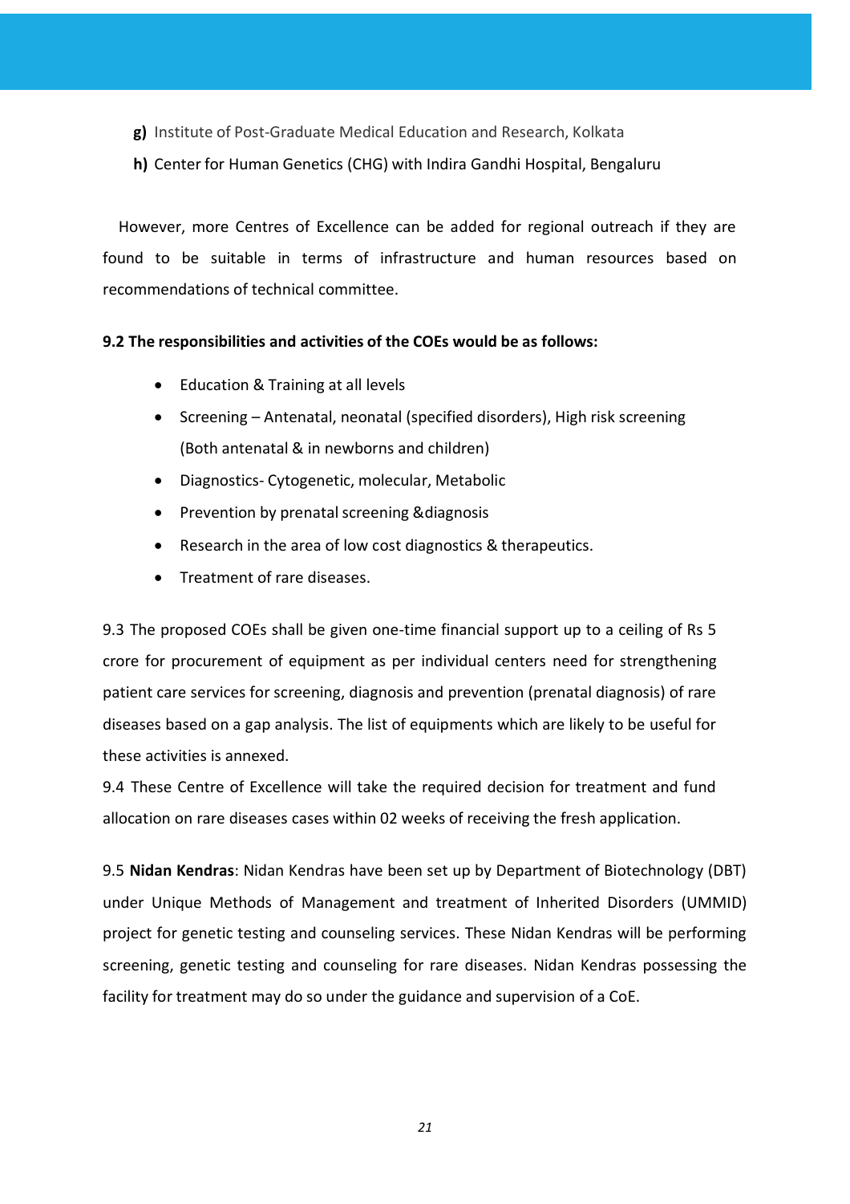**g)** Institute of Post-Graduate Medical Education and Research, Kolkata

**h)** Center for Human Genetics (CHG) with Indira Gandhi Hospital, Bengaluru

However, more Centres of Excellence can be added for regional outreach if they are found to be suitable in terms of infrastructure and human resources based on recommendations of technical committee.

**9.2 The responsibilities and activities of the COEs would be as follows:**

- Education & Training at all levels
- Screening – Antenatal, neonatal (specified disorders), High risk screening (Both antenatal & in newborns and children)
- Diagnostics- Cytogenetic, molecular, Metabolic
- Prevention by prenatal screening &diagnosis
- Research in the area of low cost diagnostics & therapeutics.
- Treatment of rare diseases.

9.3 The proposed COEs shall be given one-time financial support up to a ceiling of Rs 5 crore for procurement of equipment as per individual centers need for strengthening patient care services for screening, diagnosis and prevention (prenatal diagnosis) of rare diseases based on a gap analysis. The list of equipments which are likely to be useful for these activities is annexed.

9.4 These Centre of Excellence will take the required decision for treatment and fund allocation on rare diseases cases within 02 weeks of receiving the fresh application.

9.5 **Nidan Kendras**: Nidan Kendras have been set up by Department of Biotechnology (DBT) under Unique Methods of Management and treatment of Inherited Disorders (UMMID) project for genetic testing and counseling services. These Nidan Kendras will be performing screening, genetic testing and counseling for rare diseases. Nidan Kendras possessing the facility for treatment may do so under the guidance and supervision of a CoE.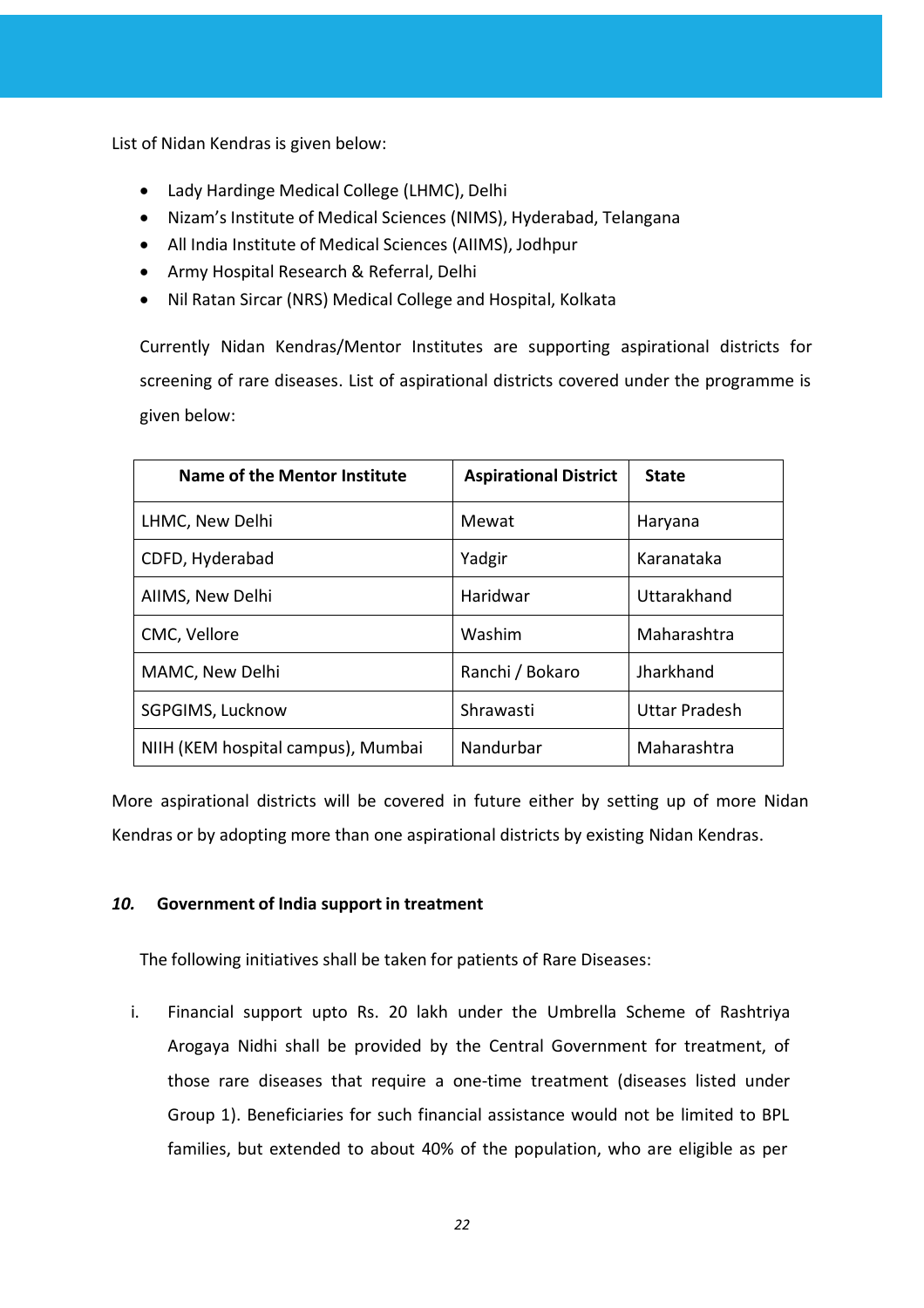List of Nidan Kendras is given below:

- Lady Hardinge Medical College (LHMC), Delhi
- Nizam's Institute of Medical Sciences (NIMS), Hyderabad, Telangana
- All India Institute of Medical Sciences (AIIMS), Jodhpur
- Army Hospital Research & Referral, Delhi
- Nil Ratan Sircar (NRS) Medical College and Hospital, Kolkata

Currently Nidan Kendras/Mentor Institutes are supporting aspirational districts for screening of rare diseases. List of aspirational districts covered under the programme is given below:

| Name of the Mentor Institute | Aspirational District | State |
|---|---|---|
| LHMC, New Delhi | Mewat | Haryana |
| CDFD, Hyderabad | Yadgir | Karanataka |
| AIIMS, New Delhi | Haridwar | Uttarakhand |
| CMC, Vellore | Washim | Maharashtra |
| MAMC, New Delhi | Ranchi / Bokaro | Jharkhand |
| SGPGIMS, Lucknow | Shrawasti | Uttar Pradesh |
| NIIH (KEM hospital campus), Mumbai | Nandurbar | Maharashtra |

More aspirational districts will be covered in future either by setting up of more Nidan Kendras or by adopting more than one aspirational districts by existing Nidan Kendras.

### *10.* Government of India support in treatment

The following initiatives shall be taken for patients of Rare Diseases:

i. Financial support upto Rs. 20 lakh under the Umbrella Scheme of Rashtriya Arogaya Nidhi shall be provided by the Central Government for treatment, of those rare diseases that require a one-time treatment (diseases listed under Group 1). Beneficiaries for such financial assistance would not be limited to BPL families, but extended to about 40% of the population, who are eligible as per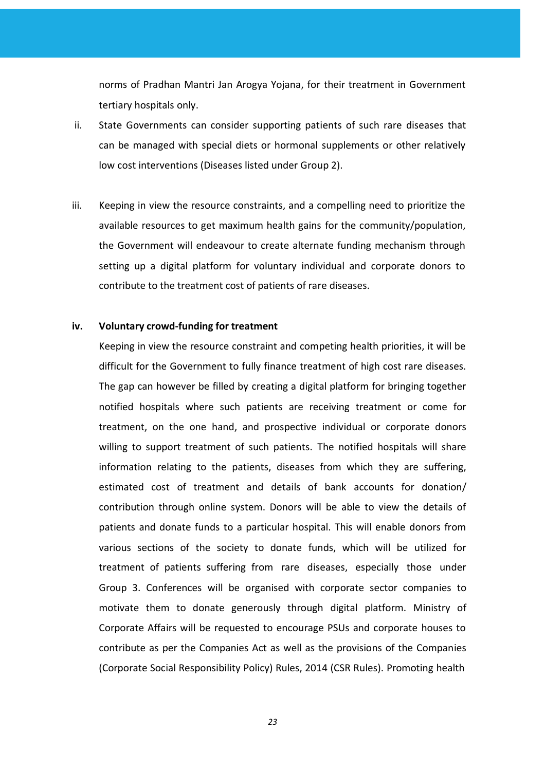norms of Pradhan Mantri Jan Arogya Yojana, for their treatment in Government tertiary hospitals only.

ii. State Governments can consider supporting patients of such rare diseases that can be managed with special diets or hormonal supplements or other relatively low cost interventions (Diseases listed under Group 2).

iii. Keeping in view the resource constraints, and a compelling need to prioritize the available resources to get maximum health gains for the community/population, the Government will endeavour to create alternate funding mechanism through setting up a digital platform for voluntary individual and corporate donors to contribute to the treatment cost of patients of rare diseases.

**iv. Voluntary crowd-funding for treatment**

Keeping in view the resource constraint and competing health priorities, it will be difficult for the Government to fully finance treatment of high cost rare diseases. The gap can however be filled by creating a digital platform for bringing together notified hospitals where such patients are receiving treatment or come for treatment, on the one hand, and prospective individual or corporate donors willing to support treatment of such patients. The notified hospitals will share information relating to the patients, diseases from which they are suffering, estimated cost of treatment and details of bank accounts for donation/ contribution through online system. Donors will be able to view the details of patients and donate funds to a particular hospital. This will enable donors from various sections of the society to donate funds, which will be utilized for treatment of patients suffering from rare diseases, especially those under Group 3. Conferences will be organised with corporate sector companies to motivate them to donate generously through digital platform. Ministry of Corporate Affairs will be requested to encourage PSUs and corporate houses to contribute as per the Companies Act as well as the provisions of the Companies (Corporate Social Responsibility Policy) Rules, 2014 (CSR Rules). Promoting health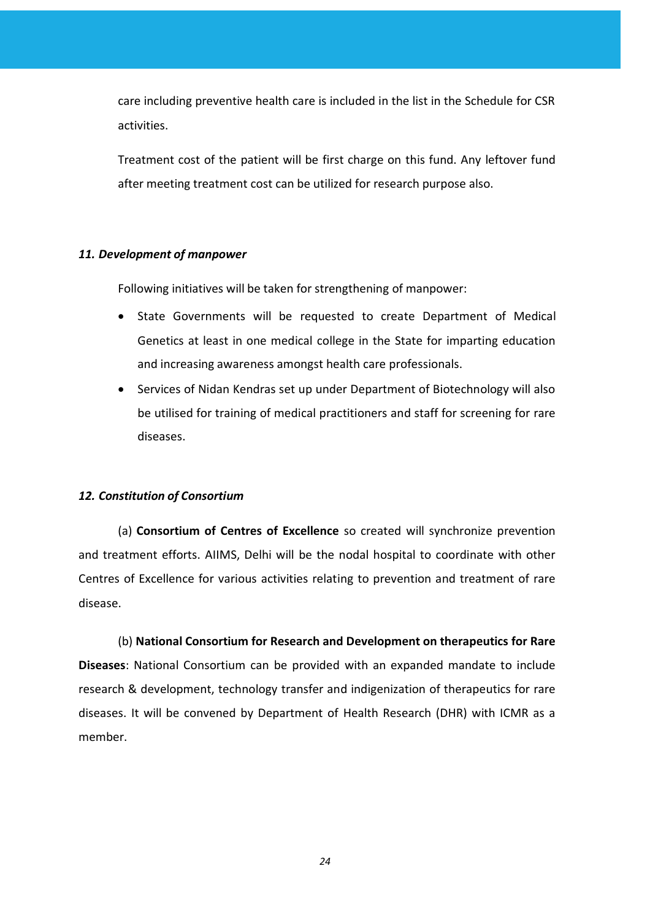care including preventive health care is included in the list in the Schedule for CSR activities.

Treatment cost of the patient will be first charge on this fund. Any leftover fund after meeting treatment cost can be utilized for research purpose also.

### *11. Development of manpower*

Following initiatives will be taken for strengthening of manpower:

- State Governments will be requested to create Department of Medical Genetics at least in one medical college in the State for imparting education and increasing awareness amongst health care professionals.
- Services of Nidan Kendras set up under Department of Biotechnology will also be utilised for training of medical practitioners and staff for screening for rare diseases.

### *12. Constitution of Consortium*

(a) **Consortium of Centres of Excellence** so created will synchronize prevention and treatment efforts. AIIMS, Delhi will be the nodal hospital to coordinate with other Centres of Excellence for various activities relating to prevention and treatment of rare disease.

(b) **National Consortium for Research and Development on therapeutics for Rare Diseases**: National Consortium can be provided with an expanded mandate to include research & development, technology transfer and indigenization of therapeutics for rare diseases. It will be convened by Department of Health Research (DHR) with ICMR as a member.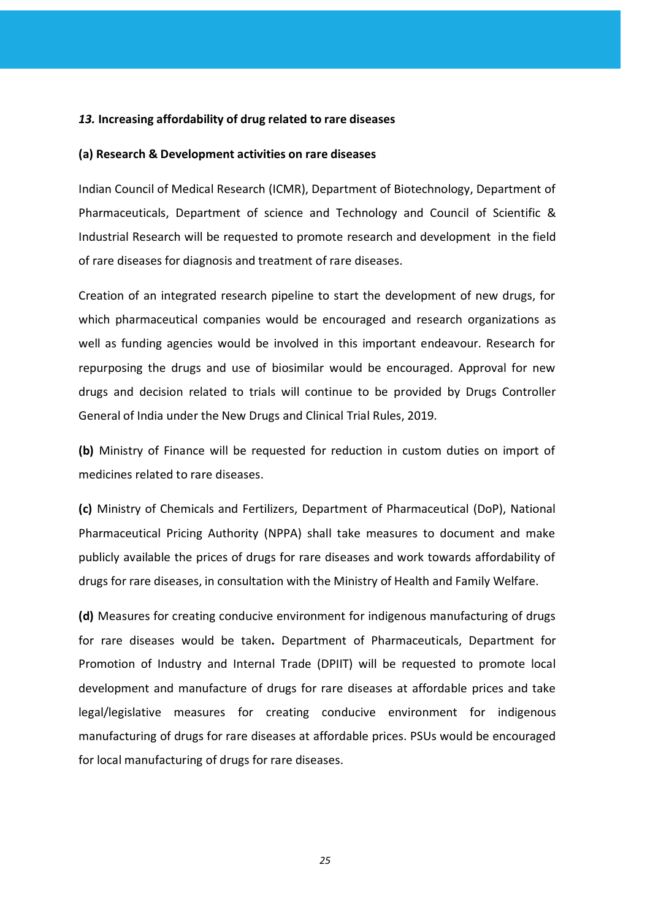### *13.* **Increasing affordability of drug related to rare diseases**

**(a) Research & Development activities on rare diseases**

Indian Council of Medical Research (ICMR), Department of Biotechnology, Department of Pharmaceuticals, Department of science and Technology and Council of Scientific & Industrial Research will be requested to promote research and development in the field of rare diseases for diagnosis and treatment of rare diseases.

Creation of an integrated research pipeline to start the development of new drugs, for which pharmaceutical companies would be encouraged and research organizations as well as funding agencies would be involved in this important endeavour. Research for repurposing the drugs and use of biosimilar would be encouraged. Approval for new drugs and decision related to trials will continue to be provided by Drugs Controller General of India under the New Drugs and Clinical Trial Rules, 2019.

**(b)** Ministry of Finance will be requested for reduction in custom duties on import of medicines related to rare diseases.

**(c)** Ministry of Chemicals and Fertilizers, Department of Pharmaceutical (DoP), National Pharmaceutical Pricing Authority (NPPA) shall take measures to document and make publicly available the prices of drugs for rare diseases and work towards affordability of drugs for rare diseases, in consultation with the Ministry of Health and Family Welfare.

**(d)** Measures for creating conducive environment for indigenous manufacturing of drugs for rare diseases would be taken**.** Department of Pharmaceuticals, Department for Promotion of Industry and Internal Trade (DPIIT) will be requested to promote local development and manufacture of drugs for rare diseases at affordable prices and take legal/legislative measures for creating conducive environment for indigenous manufacturing of drugs for rare diseases at affordable prices. PSUs would be encouraged for local manufacturing of drugs for rare diseases.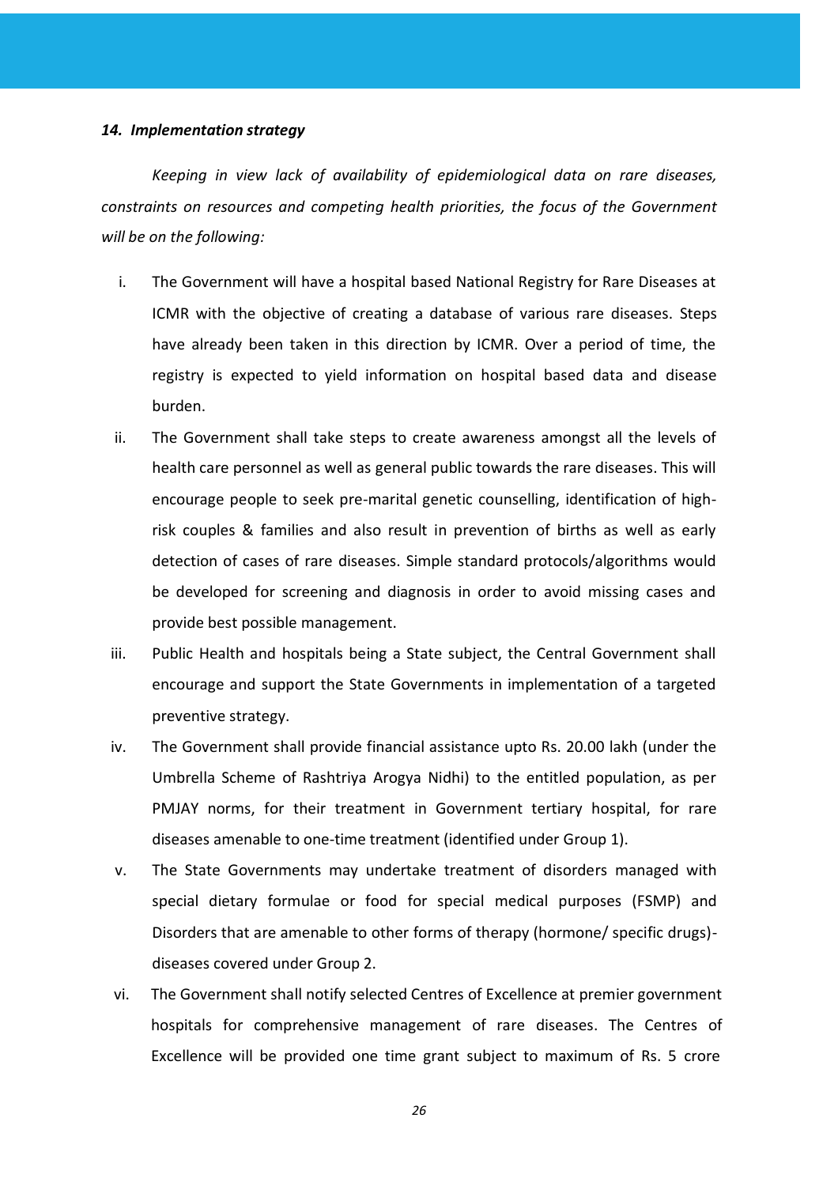### *14. Implementation strategy*

*Keeping in view lack of availability of epidemiological data on rare diseases, constraints on resources and competing health priorities, the focus of the Government will be on the following:*

i. The Government will have a hospital based National Registry for Rare Diseases at ICMR with the objective of creating a database of various rare diseases. Steps have already been taken in this direction by ICMR. Over a period of time, the registry is expected to yield information on hospital based data and disease burden.

ii. The Government shall take steps to create awareness amongst all the levels of health care personnel as well as general public towards the rare diseases. This will encourage people to seek pre-marital genetic counselling, identification of high-risk couples & families and also result in prevention of births as well as early detection of cases of rare diseases. Simple standard protocols/algorithms would be developed for screening and diagnosis in order to avoid missing cases and provide best possible management.

iii. Public Health and hospitals being a State subject, the Central Government shall encourage and support the State Governments in implementation of a targeted preventive strategy.

iv. The Government shall provide financial assistance upto Rs. 20.00 lakh (under the Umbrella Scheme of Rashtriya Arogya Nidhi) to the entitled population, as per PMJAY norms, for their treatment in Government tertiary hospital, for rare diseases amenable to one-time treatment (identified under Group 1).

v. The State Governments may undertake treatment of disorders managed with special dietary formulae or food for special medical purposes (FSMP) and Disorders that are amenable to other forms of therapy (hormone/ specific drugs)- diseases covered under Group 2.

vi. The Government shall notify selected Centres of Excellence at premier government hospitals for comprehensive management of rare diseases. The Centres of Excellence will be provided one time grant subject to maximum of Rs. 5 crore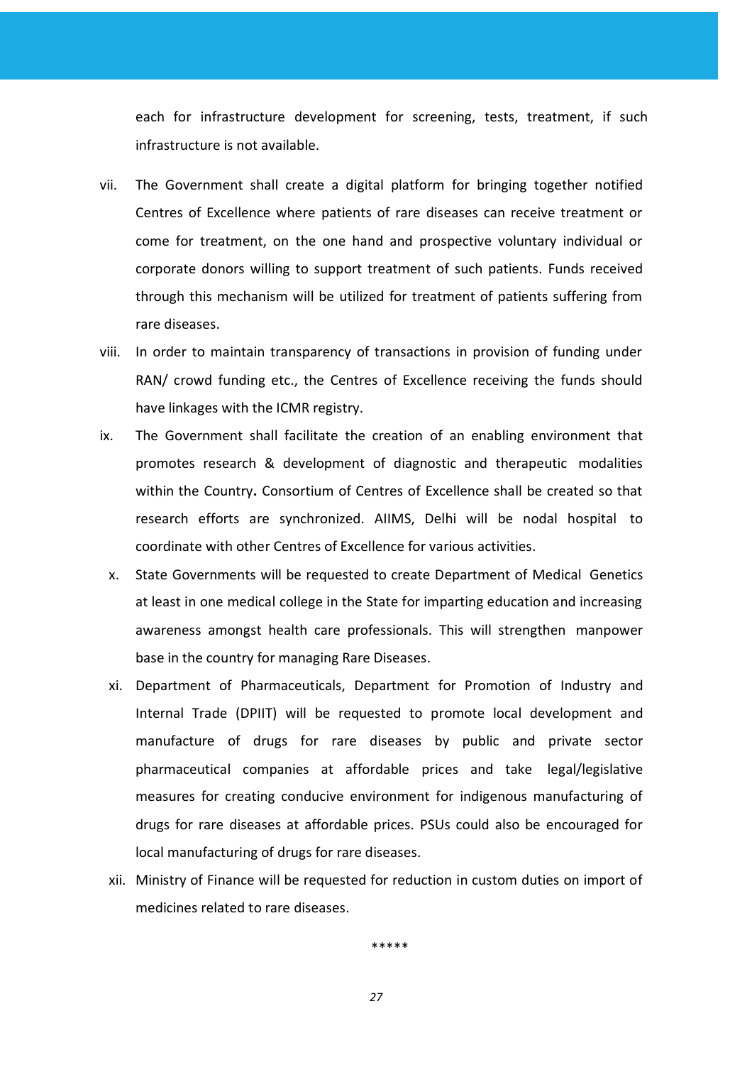each for infrastructure development for screening, tests, treatment, if such infrastructure is not available.

vii. The Government shall create a digital platform for bringing together notified Centres of Excellence where patients of rare diseases can receive treatment or come for treatment, on the one hand and prospective voluntary individual or corporate donors willing to support treatment of such patients. Funds received through this mechanism will be utilized for treatment of patients suffering from rare diseases.

viii. In order to maintain transparency of transactions in provision of funding under RAN/ crowd funding etc., the Centres of Excellence receiving the funds should have linkages with the ICMR registry.

ix. The Government shall facilitate the creation of an enabling environment that promotes research & development of diagnostic and therapeutic modalities within the Country**.** Consortium of Centres of Excellence shall be created so that research efforts are synchronized. AIIMS, Delhi will be nodal hospital to coordinate with other Centres of Excellence for various activities.

x. State Governments will be requested to create Department of Medical Genetics at least in one medical college in the State for imparting education and increasing awareness amongst health care professionals. This will strengthen manpower base in the country for managing Rare Diseases.

xi. Department of Pharmaceuticals, Department for Promotion of Industry and Internal Trade (DPIIT) will be requested to promote local development and manufacture of drugs for rare diseases by public and private sector pharmaceutical companies at affordable prices and take legal/legislative measures for creating conducive environment for indigenous manufacturing of drugs for rare diseases at affordable prices. PSUs could also be encouraged for local manufacturing of drugs for rare diseases.

xii. Ministry of Finance will be requested for reduction in custom duties on import of medicines related to rare diseases.

*****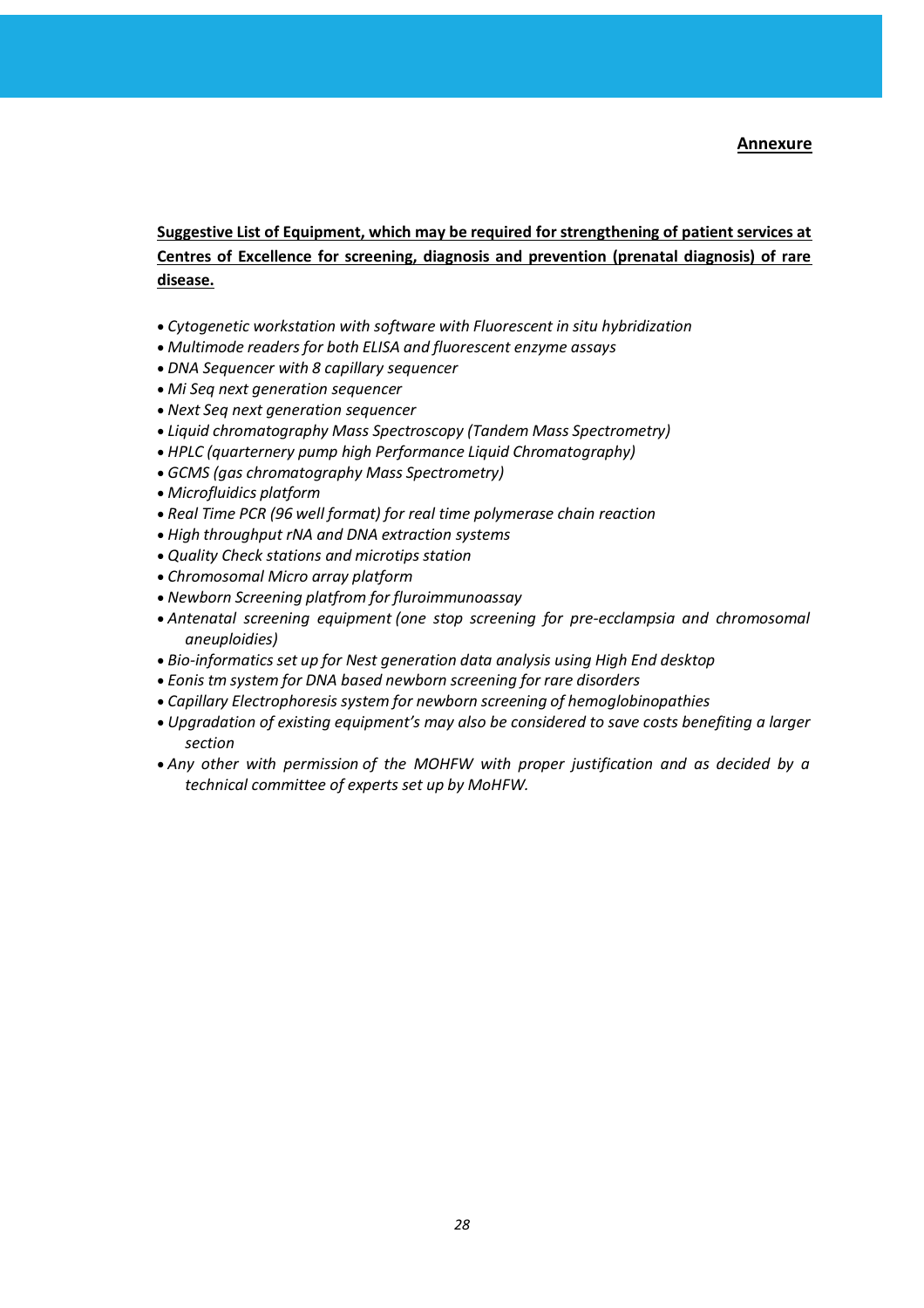**Annexure**

**Suggestive List of Equipment, which may be required for strengthening of patient services at Centres of Excellence for screening, diagnosis and prevention (prenatal diagnosis) of rare disease.**

- *Cytogenetic workstation with software with Fluorescent in situ hybridization*
- *Multimode readers for both ELISA and fluorescent enzyme assays*
- *DNA Sequencer with 8 capillary sequencer*
- *Mi Seq next generation sequencer*
- *Next Seq next generation sequencer*
- *Liquid chromatography Mass Spectroscopy (Tandem Mass Spectrometry)*
- *HPLC (quarternery pump high Performance Liquid Chromatography)*
- *GCMS (gas chromatography Mass Spectrometry)*
- *Microfluidics platform*
- *Real Time PCR (96 well format) for real time polymerase chain reaction*
- *High throughput rNA and DNA extraction systems*
- *Quality Check stations and microtips station*
- *Chromosomal Micro array platform*
- *Newborn Screening platfrom for fluroimmunoassay*
- *Antenatal screening equipment (one stop screening for pre-ecclampsia and chromosomal aneuploidies)*
- *Bio-informatics set up for Nest generation data analysis using High End desktop*
- *Eonis tm system for DNA based newborn screening for rare disorders*
- *Capillary Electrophoresis system for newborn screening of hemoglobinopathies*
- *Upgradation of existing equipment's may also be considered to save costs benefiting a larger section*
- *Any other with permission of the MOHFW with proper justification and as decided by a technical committee of experts set up by MoHFW.*